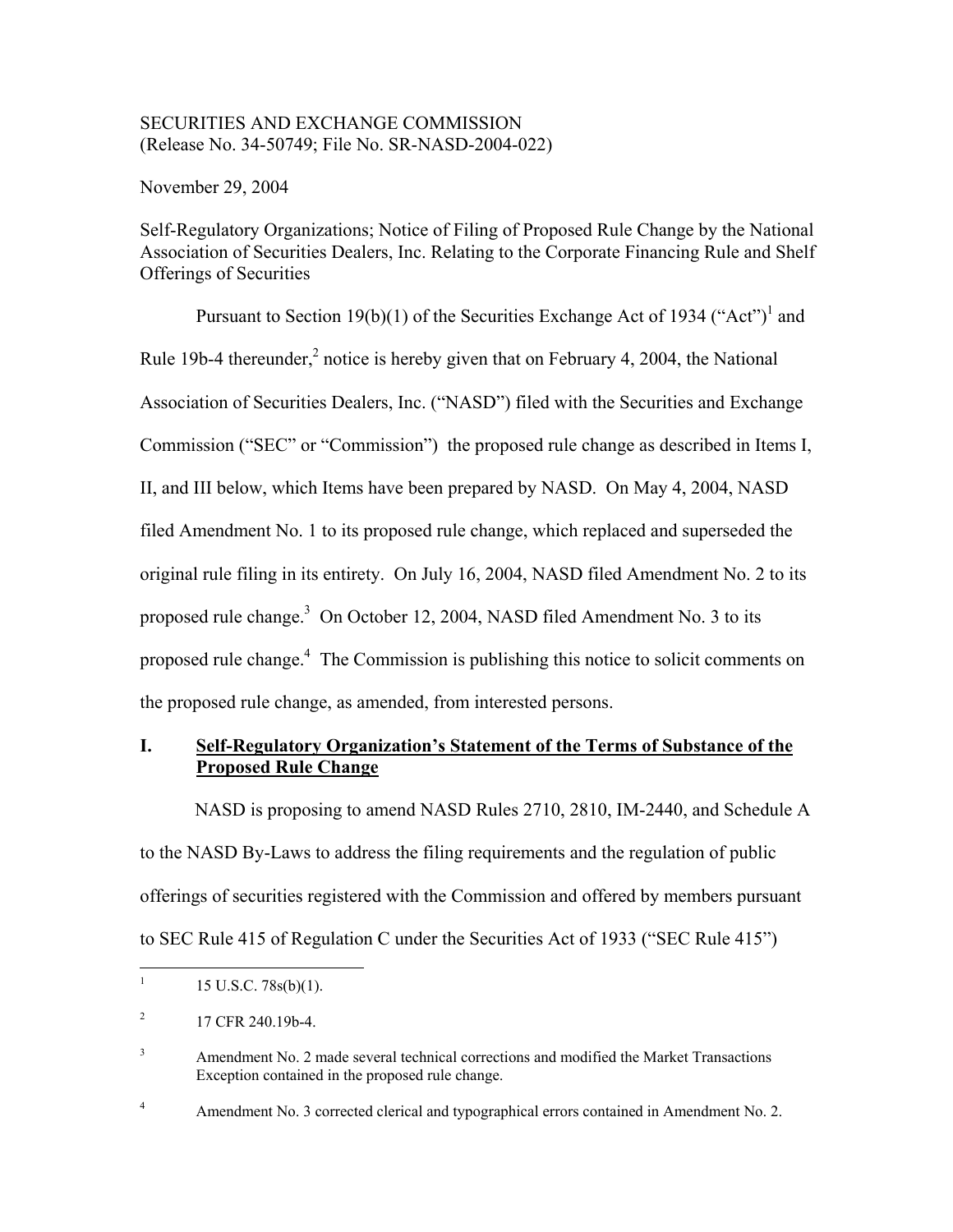SECURITIES AND EXCHANGE COMMISSION
(Release No. 34-50749; File No. SR-NASD-2004-022)

November 29, 2004

Self-Regulatory Organizations; Notice of Filing of Proposed Rule Change by the National Association of Securities Dealers, Inc. Relating to the Corporate Financing Rule and Shelf Offerings of Securities

Pursuant to Section 19(b)(1) of the Securities Exchange Act of 1934 ("Act")[1] and Rule 19b-4 thereunder,[2] notice is hereby given that on February 4, 2004, the National Association of Securities Dealers, Inc. ("NASD") filed with the Securities and Exchange Commission ("SEC" or "Commission") the proposed rule change as described in Items I, II, and III below, which Items have been prepared by NASD. On May 4, 2004, NASD filed Amendment No. 1 to its proposed rule change, which replaced and superseded the original rule filing in its entirety. On July 16, 2004, NASD filed Amendment No. 2 to its proposed rule change.[3] On October 12, 2004, NASD filed Amendment No. 3 to its proposed rule change.[4] The Commission is publishing this notice to solicit comments on the proposed rule change, as amended, from interested persons.

## I. Self-Regulatory Organization's Statement of the Terms of Substance of the Proposed Rule Change

NASD is proposing to amend NASD Rules 2710, 2810, IM-2440, and Schedule A to the NASD By-Laws to address the filing requirements and the regulation of public offerings of securities registered with the Commission and offered by members pursuant to SEC Rule 415 of Regulation C under the Securities Act of 1933 ("SEC Rule 415")

---

[1] 15 U.S.C. 78s(b)(1).

[2] 17 CFR 240.19b-4.

[3] Amendment No. 2 made several technical corrections and modified the Market Transactions Exception contained in the proposed rule change.

[4] Amendment No. 3 corrected clerical and typographical errors contained in Amendment No. 2.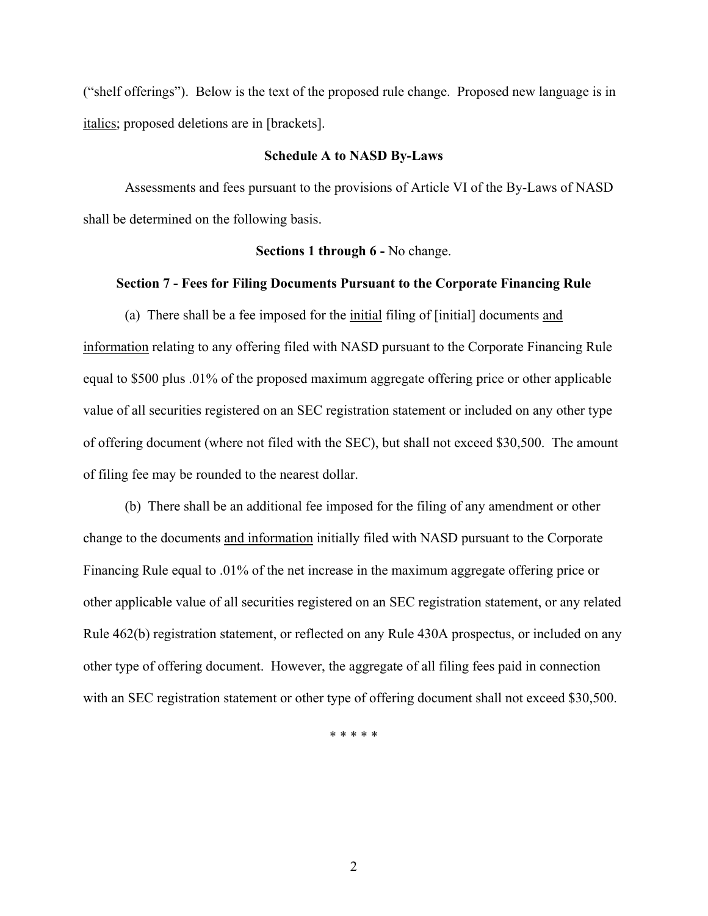("shelf offerings"). Below is the text of the proposed rule change. Proposed new language is in italics; proposed deletions are in [brackets].

**Schedule A to NASD By-Laws**

Assessments and fees pursuant to the provisions of Article VI of the By-Laws of NASD shall be determined on the following basis.

**Sections 1 through 6 -** No change.

**Section 7 - Fees for Filing Documents Pursuant to the Corporate Financing Rule**

(a) There shall be a fee imposed for the *initial* filing of [initial] documents *and information* relating to any offering filed with NASD pursuant to the Corporate Financing Rule equal to $500 plus .01% of the proposed maximum aggregate offering price or other applicable value of all securities registered on an SEC registration statement or included on any other type of offering document (where not filed with the SEC), but shall not exceed $30,500. The amount of filing fee may be rounded to the nearest dollar.

(b) There shall be an additional fee imposed for the filing of any amendment or other change to the documents *and information* initially filed with NASD pursuant to the Corporate Financing Rule equal to .01% of the net increase in the maximum aggregate offering price or other applicable value of all securities registered on an SEC registration statement, or any related Rule 462(b) registration statement, or reflected on any Rule 430A prospectus, or included on any other type of offering document. However, the aggregate of all filing fees paid in connection with an SEC registration statement or other type of offering document shall not exceed $30,500.

\* \* \* \* \*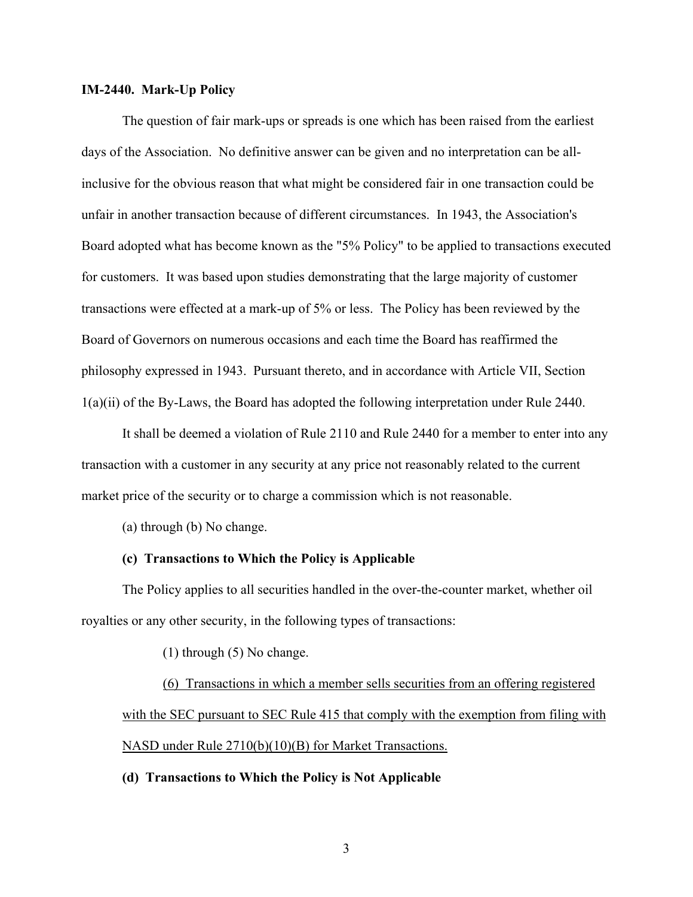**IM-2440. Mark-Up Policy**

The question of fair mark-ups or spreads is one which has been raised from the earliest days of the Association. No definitive answer can be given and no interpretation can be all-inclusive for the obvious reason that what might be considered fair in one transaction could be unfair in another transaction because of different circumstances. In 1943, the Association's Board adopted what has become known as the "5% Policy" to be applied to transactions executed for customers. It was based upon studies demonstrating that the large majority of customer transactions were effected at a mark-up of 5% or less. The Policy has been reviewed by the Board of Governors on numerous occasions and each time the Board has reaffirmed the philosophy expressed in 1943. Pursuant thereto, and in accordance with Article VII, Section 1(a)(ii) of the By-Laws, the Board has adopted the following interpretation under Rule 2440.

It shall be deemed a violation of Rule 2110 and Rule 2440 for a member to enter into any transaction with a customer in any security at any price not reasonably related to the current market price of the security or to charge a commission which is not reasonable.

(a) through (b) No change.

**(c) Transactions to Which the Policy is Applicable**

The Policy applies to all securities handled in the over-the-counter market, whether oil royalties or any other security, in the following types of transactions:

(1) through (5) No change.

<u>(6) Transactions in which a member sells securities from an offering registered with the SEC pursuant to SEC Rule 415 that comply with the exemption from filing with NASD under Rule 2710(b)(10)(B) for Market Transactions.</u>

**(d) Transactions to Which the Policy is Not Applicable**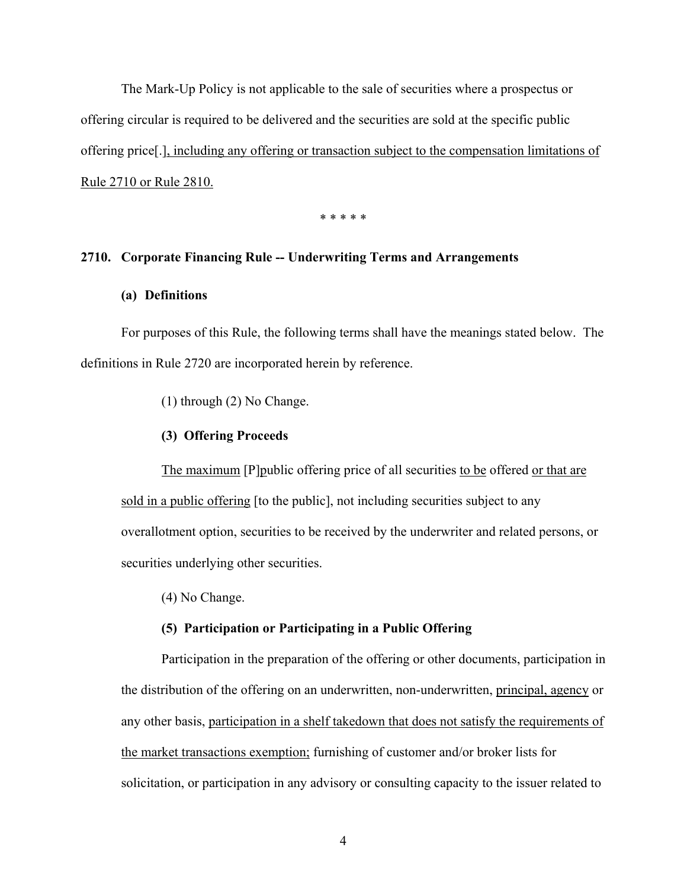The Mark-Up Policy is not applicable to the sale of securities where a prospectus or offering circular is required to be delivered and the securities are sold at the specific public offering price[.]<u>, including any offering or transaction subject to the compensation limitations of Rule 2710 or Rule 2810.</u>

\* \* \* \* \*

**2710. Corporate Financing Rule -- Underwriting Terms and Arrangements**

**(a) Definitions**

For purposes of this Rule, the following terms shall have the meanings stated below. The definitions in Rule 2720 are incorporated herein by reference.

(1) through (2) No Change.

**(3) Offering Proceeds**

<u>The maximum</u> [P]<u>p</u>ublic offering price of all securities <u>to be</u> offered <u>or that are sold in a public offering</u> [to the public], not including securities subject to any overallotment option, securities to be received by the underwriter and related persons, or securities underlying other securities.

(4) No Change.

**(5) Participation or Participating in a Public Offering**

Participation in the preparation of the offering or other documents, participation in the distribution of the offering on an underwritten, non-underwritten, <u>principal, agency</u> or any other basis, <u>participation in a shelf takedown that does not satisfy the requirements of the market transactions exemption;</u> furnishing of customer and/or broker lists for solicitation, or participation in any advisory or consulting capacity to the issuer related to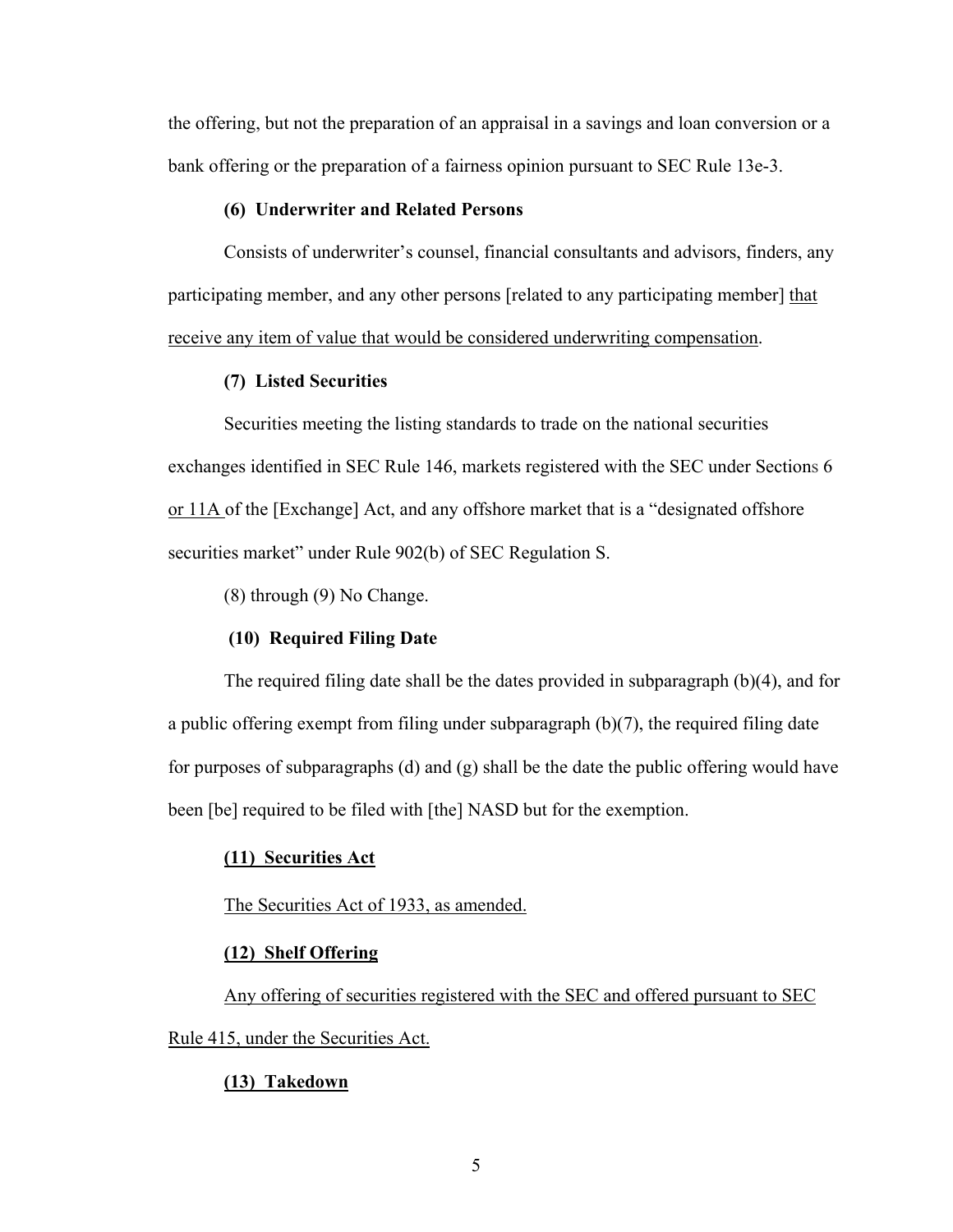the offering, but not the preparation of an appraisal in a savings and loan conversion or a bank offering or the preparation of a fairness opinion pursuant to SEC Rule 13e-3.

**(6) Underwriter and Related Persons**

Consists of underwriter's counsel, financial consultants and advisors, finders, any participating member, and any other persons [related to any participating member] <u>that receive any item of value that would be considered underwriting compensation</u>.

**(7) Listed Securities**

Securities meeting the listing standards to trade on the national securities exchanges identified in SEC Rule 146, markets registered with the SEC under Sections 6 <u>or 11A</u> of the [Exchange] Act, and any offshore market that is a "designated offshore securities market" under Rule 902(b) of SEC Regulation S.

(8) through (9) No Change.

**(10) Required Filing Date**

The required filing date shall be the dates provided in subparagraph (b)(4), and for a public offering exempt from filing under subparagraph (b)(7), the required filing date for purposes of subparagraphs (d) and (g) shall be the date the public offering would have been [be] required to be filed with [the] NASD but for the exemption.

<u>**(11) Securities Act**</u>

<u>The Securities Act of 1933, as amended.</u>

<u>**(12) Shelf Offering**</u>

<u>Any offering of securities registered with the SEC and offered pursuant to SEC Rule 415, under the Securities Act.</u>

<u>**(13) Takedown**</u>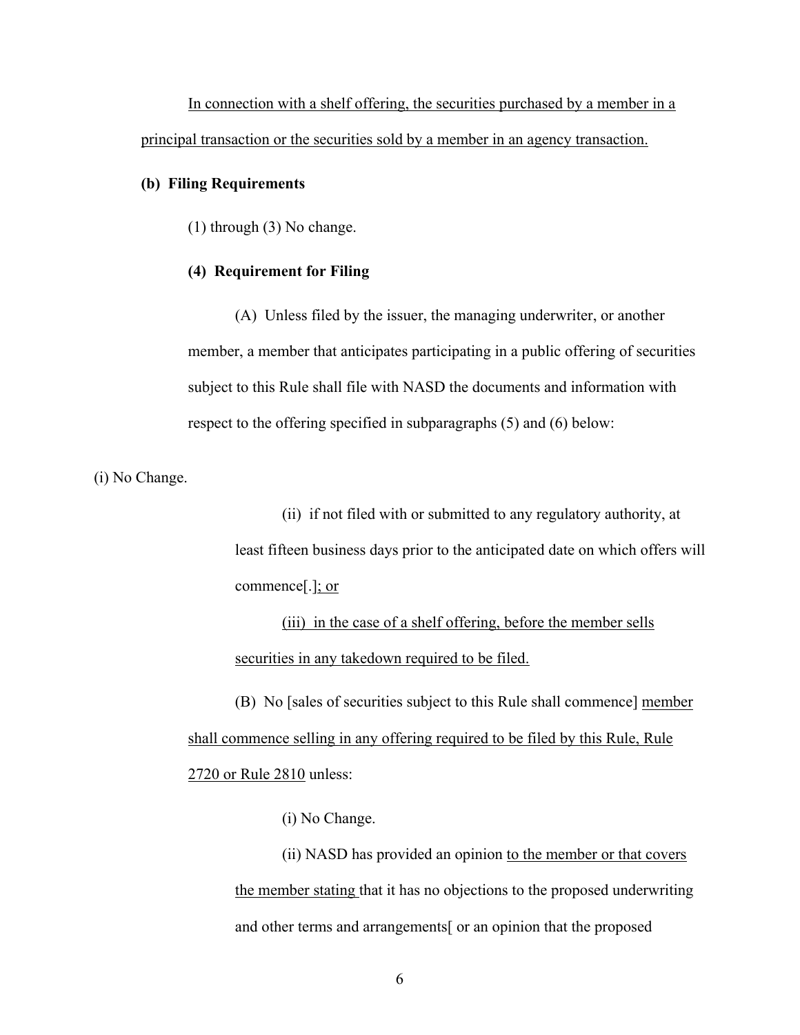<u>In connection with a shelf offering, the securities purchased by a member in a principal transaction or the securities sold by a member in an agency transaction.</u>

**(b) Filing Requirements**

(1) through (3) No change.

**(4) Requirement for Filing**

(A) Unless filed by the issuer, the managing underwriter, or another member, a member that anticipates participating in a public offering of securities subject to this Rule shall file with NASD the documents and information with respect to the offering specified in subparagraphs (5) and (6) below:

(i) No Change.

(ii) if not filed with or submitted to any regulatory authority, at least fifteen business days prior to the anticipated date on which offers will commence[.]<u>; or</u>

<u>(iii) in the case of a shelf offering, before the member sells securities in any takedown required to be filed.</u>

(B) No [sales of securities subject to this Rule shall commence] <u>member shall commence selling in any offering required to be filed by this Rule, Rule 2720 or Rule 2810</u> unless:

(i) No Change.

(ii) NASD has provided an opinion <u>to the member or that covers the member stating</u> that it has no objections to the proposed underwriting and other terms and arrangements[ or an opinion that the proposed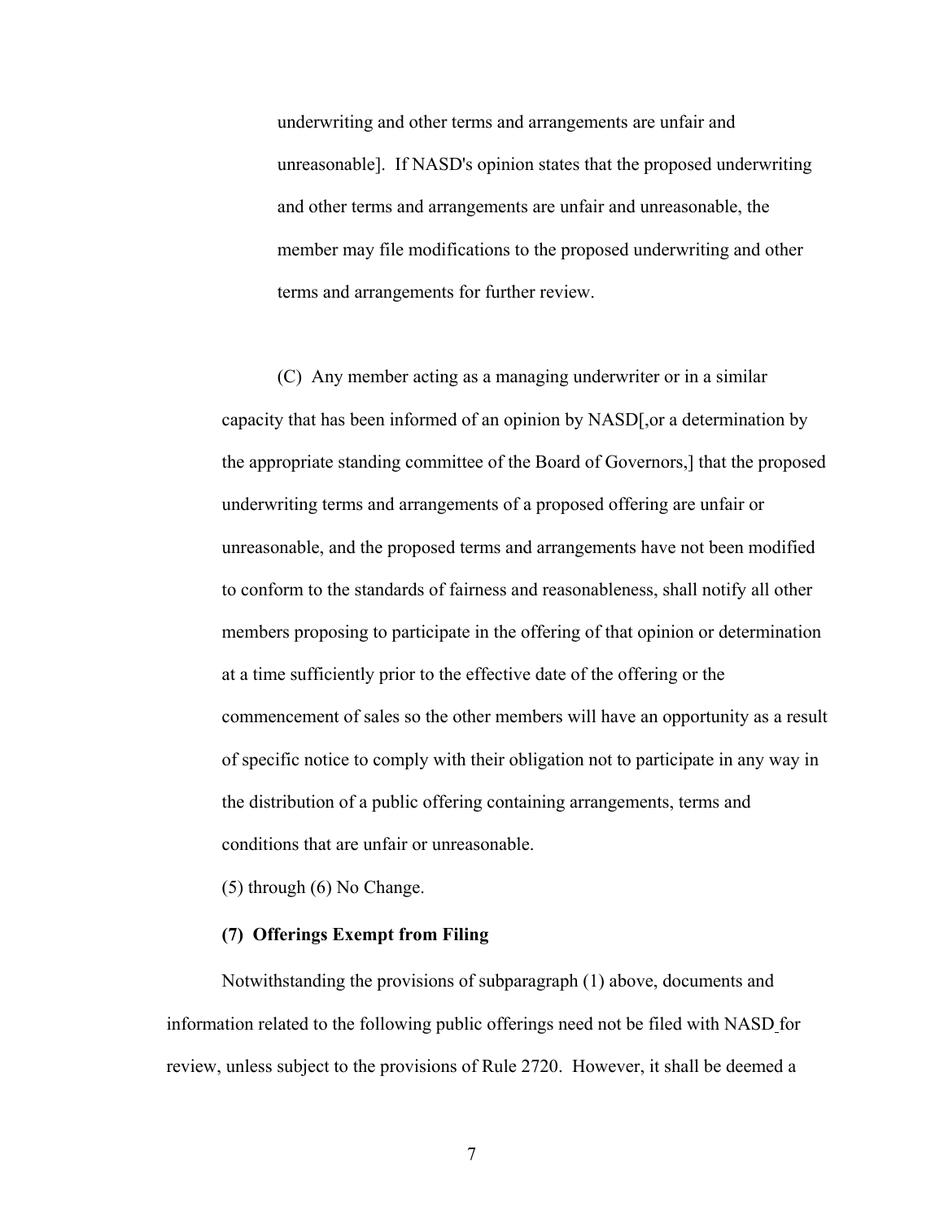underwriting and other terms and arrangements are unfair and unreasonable]. If NASD's opinion states that the proposed underwriting and other terms and arrangements are unfair and unreasonable, the member may file modifications to the proposed underwriting and other terms and arrangements for further review.

(C) Any member acting as a managing underwriter or in a similar capacity that has been informed of an opinion by NASD[,or a determination by the appropriate standing committee of the Board of Governors,] that the proposed underwriting terms and arrangements of a proposed offering are unfair or unreasonable, and the proposed terms and arrangements have not been modified to conform to the standards of fairness and reasonableness, shall notify all other members proposing to participate in the offering of that opinion or determination at a time sufficiently prior to the effective date of the offering or the commencement of sales so the other members will have an opportunity as a result of specific notice to comply with their obligation not to participate in any way in the distribution of a public offering containing arrangements, terms and conditions that are unfair or unreasonable.

(5) through (6) No Change.

**(7) Offerings Exempt from Filing**

Notwithstanding the provisions of subparagraph (1) above, documents and information related to the following public offerings need not be filed with NASD for review, unless subject to the provisions of Rule 2720. However, it shall be deemed a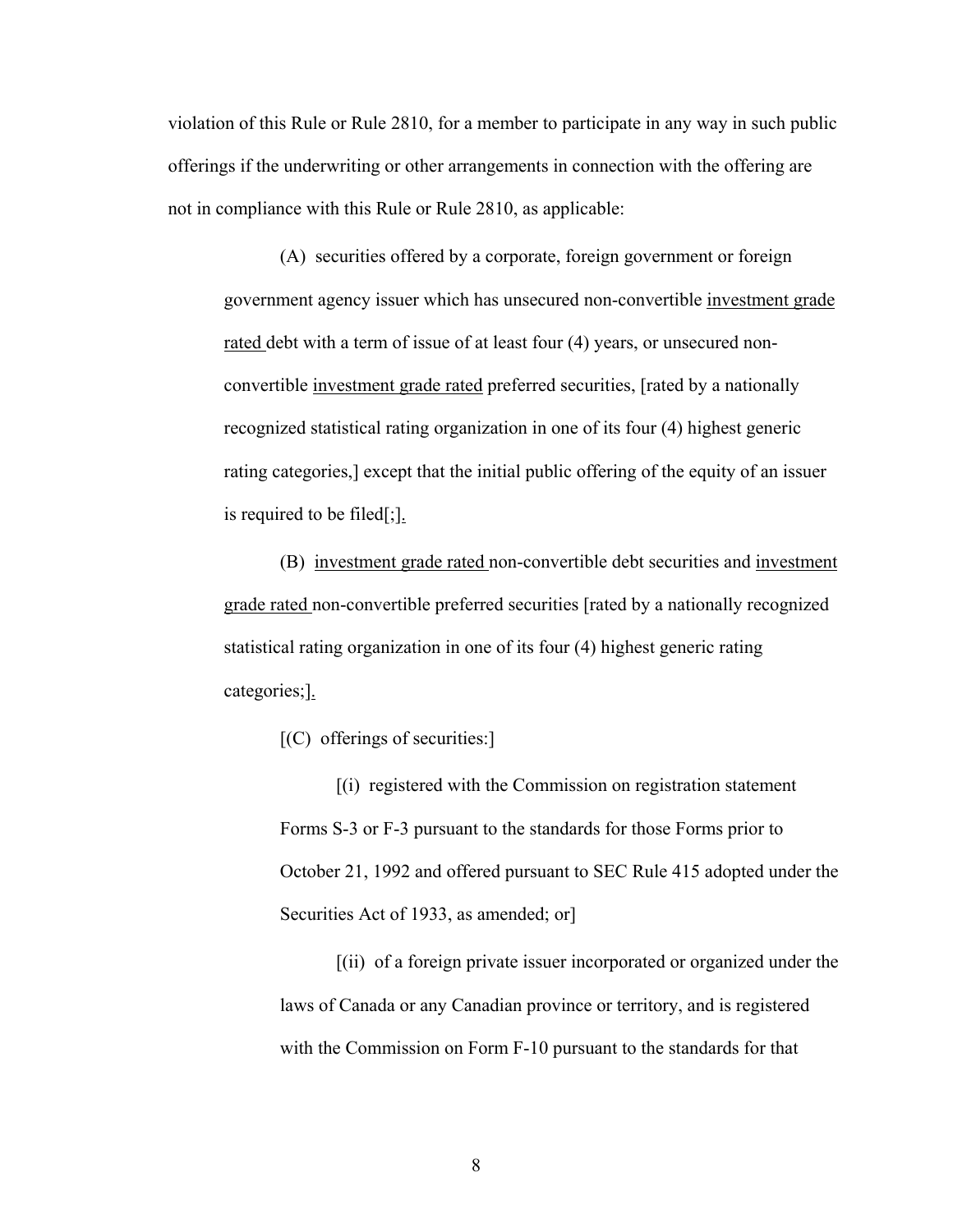violation of this Rule or Rule 2810, for a member to participate in any way in such public offerings if the underwriting or other arrangements in connection with the offering are not in compliance with this Rule or Rule 2810, as applicable:

(A) securities offered by a corporate, foreign government or foreign government agency issuer which has unsecured non-convertible <u>investment grade rated</u> debt with a term of issue of at least four (4) years, or unsecured non-convertible <u>investment grade rated</u> preferred securities, [rated by a nationally recognized statistical rating organization in one of its four (4) highest generic rating categories,] except that the initial public offering of the equity of an issuer is required to be filed[;]<u>.</u>

(B) <u>investment grade rated</u> non-convertible debt securities and <u>investment grade rated</u> non-convertible preferred securities [rated by a nationally recognized statistical rating organization in one of its four (4) highest generic rating categories;]<u>.</u>

[(C) offerings of securities:]

[(i) registered with the Commission on registration statement Forms S-3 or F-3 pursuant to the standards for those Forms prior to October 21, 1992 and offered pursuant to SEC Rule 415 adopted under the Securities Act of 1933, as amended; or]

[(ii) of a foreign private issuer incorporated or organized under the laws of Canada or any Canadian province or territory, and is registered with the Commission on Form F-10 pursuant to the standards for that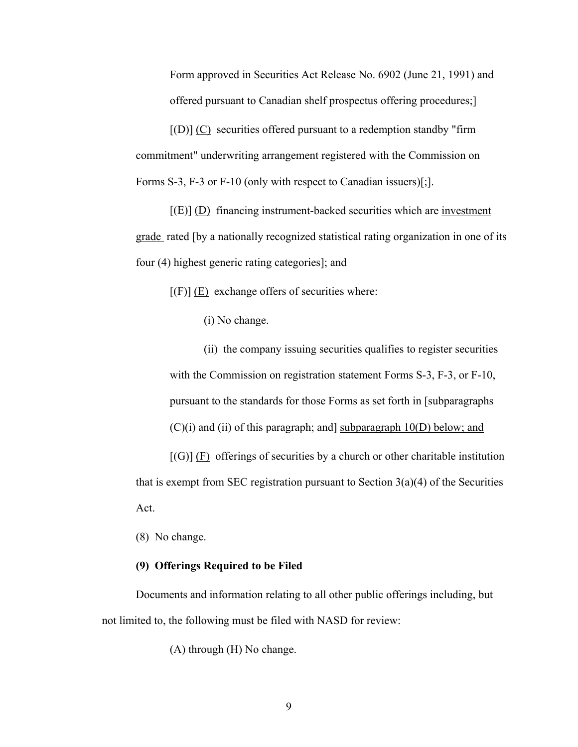Form approved in Securities Act Release No. 6902 (June 21, 1991) and offered pursuant to Canadian shelf prospectus offering procedures;]

[(D)] <u>(C)</u> securities offered pursuant to a redemption standby "firm commitment" underwriting arrangement registered with the Commission on Forms S-3, F-3 or F-10 (only with respect to Canadian issuers)[;]<u>.</u>

[(E)] <u>(D)</u> financing instrument-backed securities which are <u>investment grade</u> rated [by a nationally recognized statistical rating organization in one of its four (4) highest generic rating categories]; and

[(F)] <u>(E)</u> exchange offers of securities where:

(i) No change.

(ii) the company issuing securities qualifies to register securities with the Commission on registration statement Forms S-3, F-3, or F-10, pursuant to the standards for those Forms as set forth in [subparagraphs (C)(i) and (ii) of this paragraph; and] <u>subparagraph 10(D) below; and</u>

[(G)] <u>(F)</u> offerings of securities by a church or other charitable institution that is exempt from SEC registration pursuant to Section 3(a)(4) of the Securities Act.

(8) No change.

**(9) Offerings Required to be Filed**

Documents and information relating to all other public offerings including, but not limited to, the following must be filed with NASD for review:

(A) through (H) No change.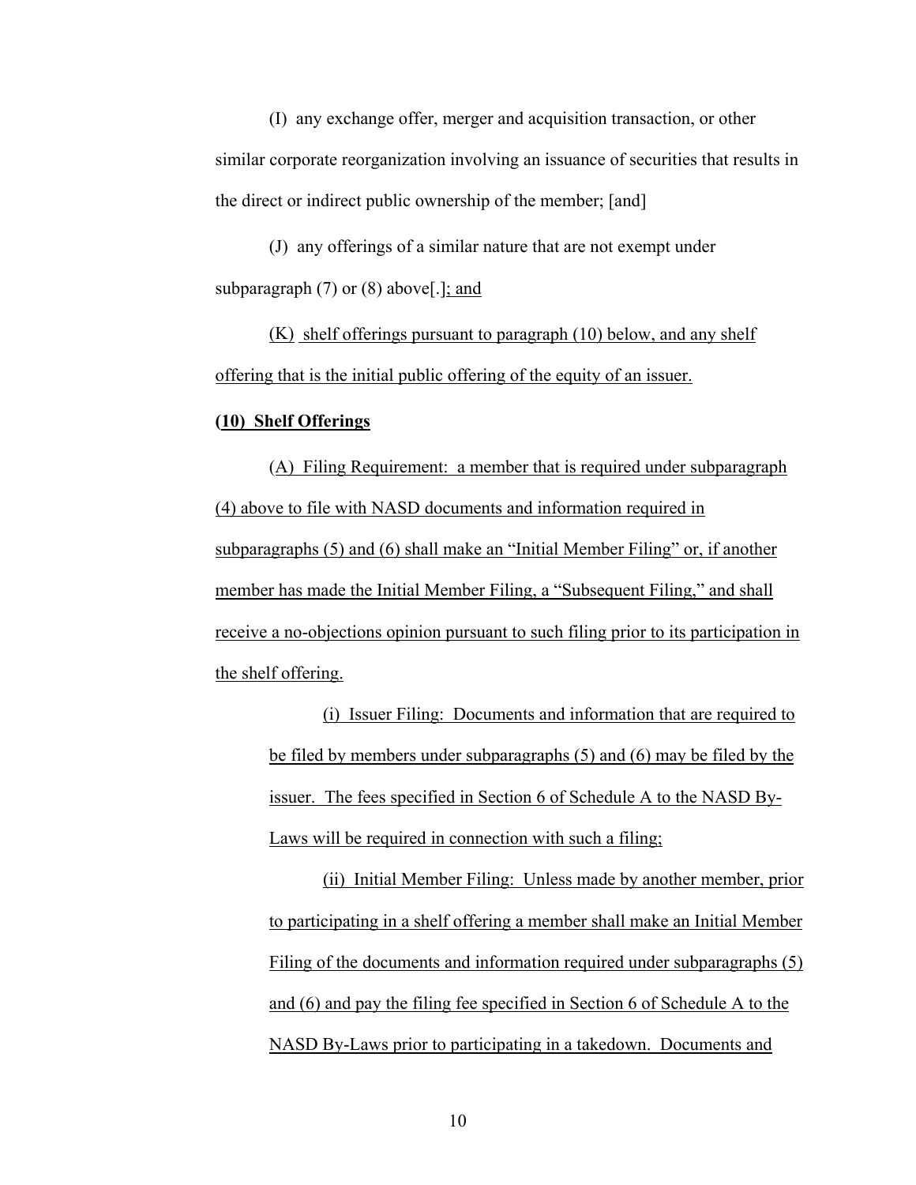(I) any exchange offer, merger and acquisition transaction, or other similar corporate reorganization involving an issuance of securities that results in the direct or indirect public ownership of the member; [and]

(J) any offerings of a similar nature that are not exempt under subparagraph (7) or (8) above[.]; and

(K) shelf offerings pursuant to paragraph (10) below, and any shelf offering that is the initial public offering of the equity of an issuer.

**(10) Shelf Offerings**

(A) Filing Requirement: a member that is required under subparagraph (4) above to file with NASD documents and information required in subparagraphs (5) and (6) shall make an "Initial Member Filing" or, if another member has made the Initial Member Filing, a "Subsequent Filing," and shall receive a no-objections opinion pursuant to such filing prior to its participation in the shelf offering.

(i) Issuer Filing: Documents and information that are required to be filed by members under subparagraphs (5) and (6) may be filed by the issuer. The fees specified in Section 6 of Schedule A to the NASD By-Laws will be required in connection with such a filing;

(ii) Initial Member Filing: Unless made by another member, prior to participating in a shelf offering a member shall make an Initial Member Filing of the documents and information required under subparagraphs (5) and (6) and pay the filing fee specified in Section 6 of Schedule A to the NASD By-Laws prior to participating in a takedown. Documents and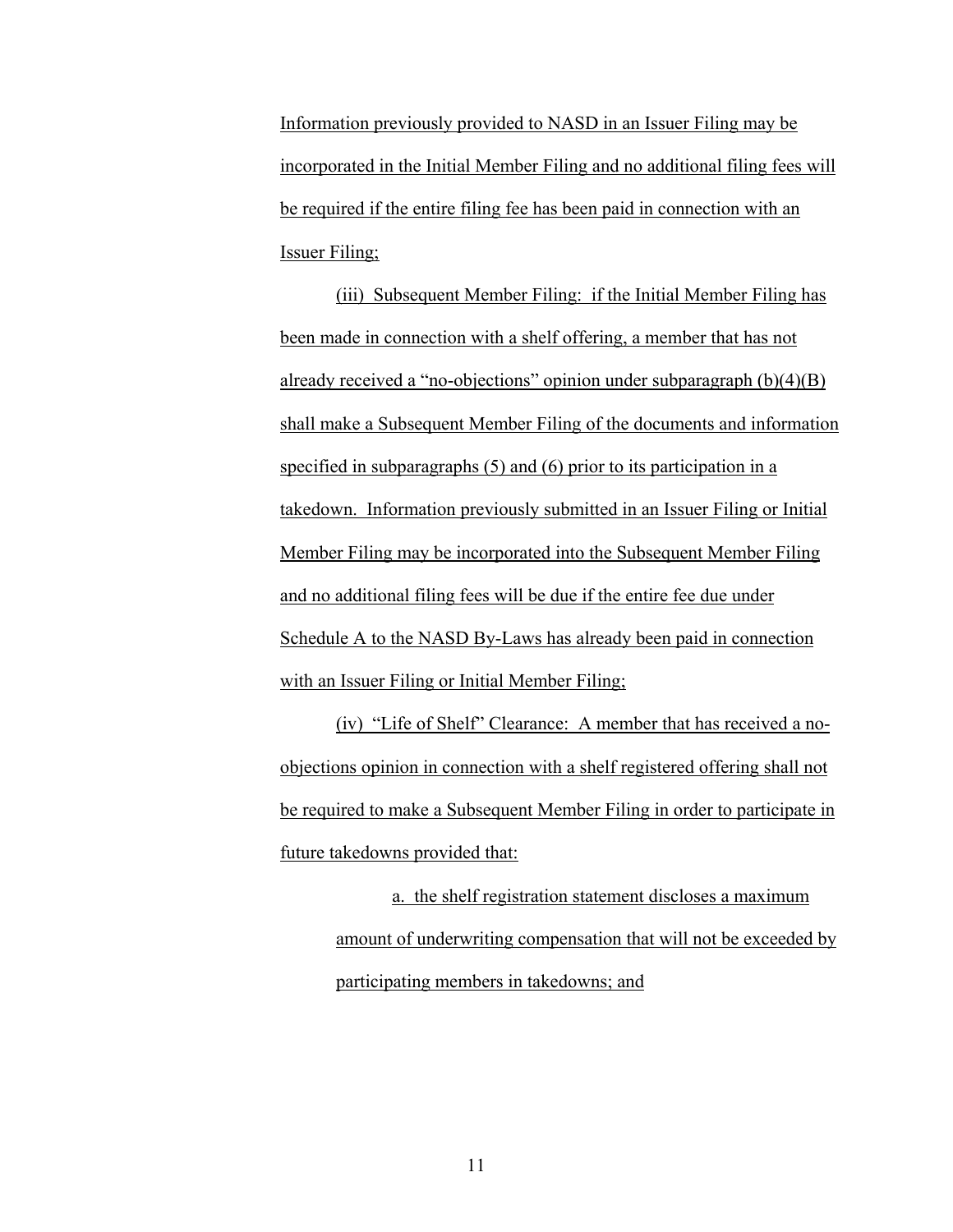Information previously provided to NASD in an Issuer Filing may be incorporated in the Initial Member Filing and no additional filing fees will be required if the entire filing fee has been paid in connection with an Issuer Filing;

(iii) Subsequent Member Filing: if the Initial Member Filing has been made in connection with a shelf offering, a member that has not already received a "no-objections" opinion under subparagraph (b)(4)(B) shall make a Subsequent Member Filing of the documents and information specified in subparagraphs (5) and (6) prior to its participation in a takedown. Information previously submitted in an Issuer Filing or Initial Member Filing may be incorporated into the Subsequent Member Filing and no additional filing fees will be due if the entire fee due under Schedule A to the NASD By-Laws has already been paid in connection with an Issuer Filing or Initial Member Filing;

(iv) "Life of Shelf" Clearance: A member that has received a no-objections opinion in connection with a shelf registered offering shall not be required to make a Subsequent Member Filing in order to participate in future takedowns provided that:

a. the shelf registration statement discloses a maximum amount of underwriting compensation that will not be exceeded by participating members in takedowns; and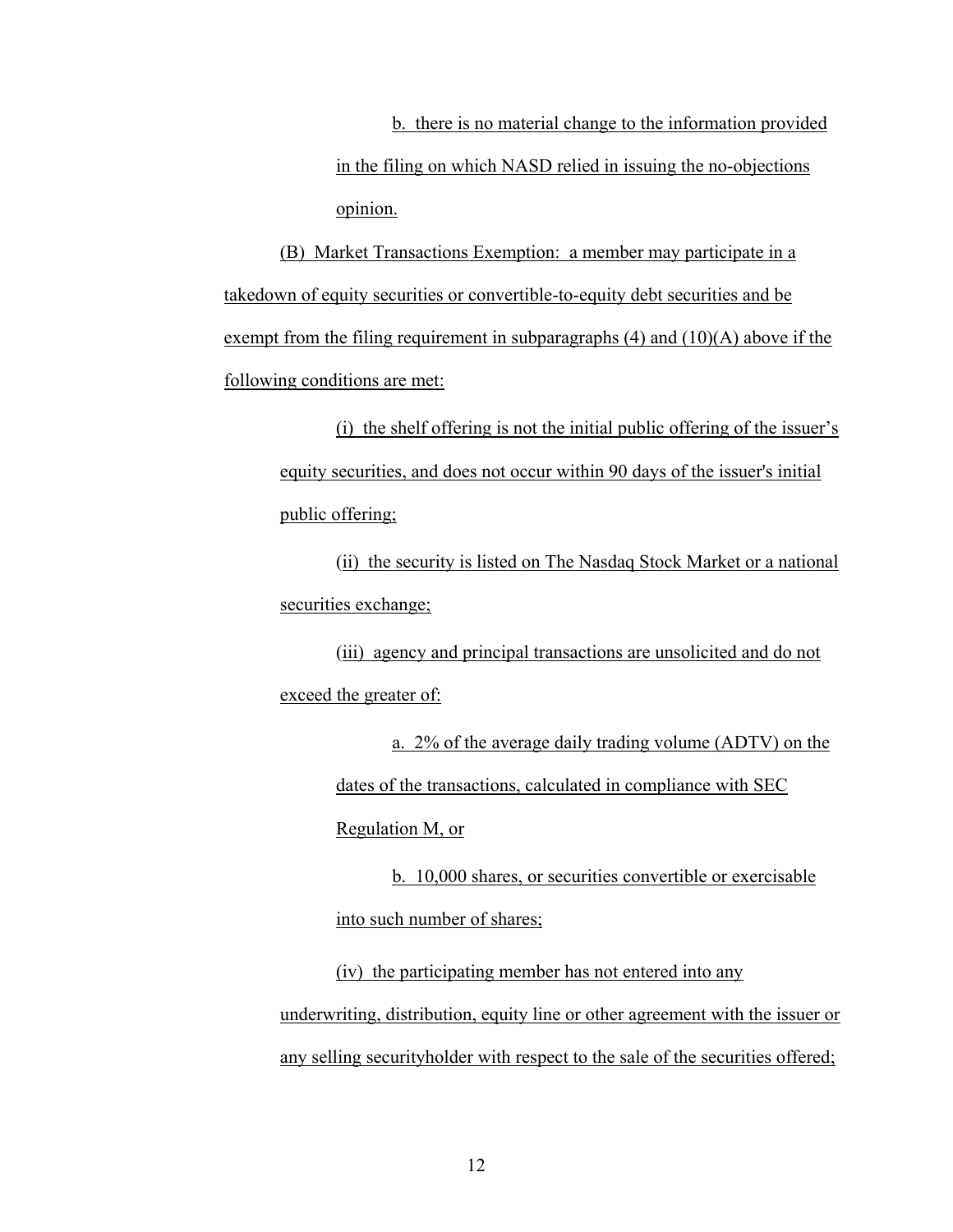b. there is no material change to the information provided in the filing on which NASD relied in issuing the no-objections opinion.

(B) Market Transactions Exemption: a member may participate in a takedown of equity securities or convertible-to-equity debt securities and be exempt from the filing requirement in subparagraphs (4) and (10)(A) above if the following conditions are met:

(i) the shelf offering is not the initial public offering of the issuer's equity securities, and does not occur within 90 days of the issuer's initial public offering;

(ii) the security is listed on The Nasdaq Stock Market or a national securities exchange;

(iii) agency and principal transactions are unsolicited and do not exceed the greater of:

a. 2% of the average daily trading volume (ADTV) on the dates of the transactions, calculated in compliance with SEC Regulation M, or

b. 10,000 shares, or securities convertible or exercisable into such number of shares;

(iv) the participating member has not entered into any underwriting, distribution, equity line or other agreement with the issuer or any selling securityholder with respect to the sale of the securities offered;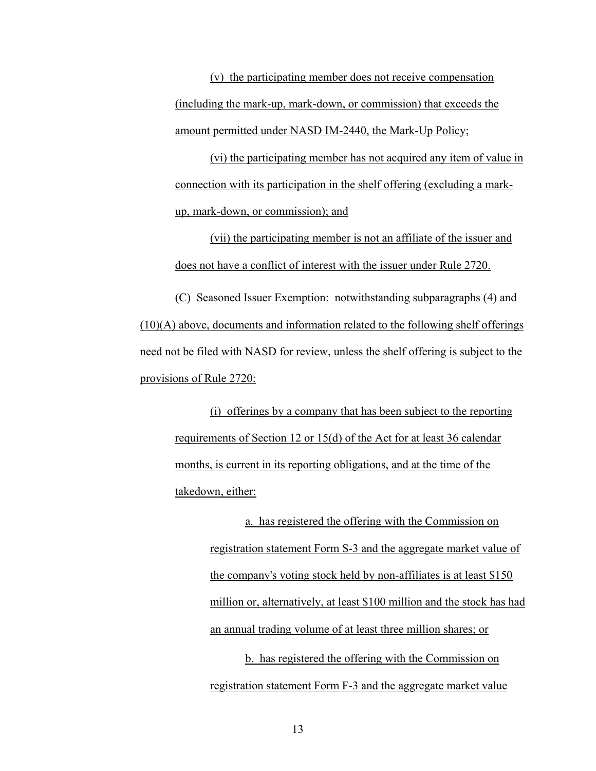(v) the participating member does not receive compensation (including the mark-up, mark-down, or commission) that exceeds the amount permitted under NASD IM-2440, the Mark-Up Policy;

(vi) the participating member has not acquired any item of value in connection with its participation in the shelf offering (excluding a mark-up, mark-down, or commission); and

(vii) the participating member is not an affiliate of the issuer and does not have a conflict of interest with the issuer under Rule 2720.

(C) Seasoned Issuer Exemption: notwithstanding subparagraphs (4) and (10)(A) above, documents and information related to the following shelf offerings need not be filed with NASD for review, unless the shelf offering is subject to the provisions of Rule 2720:

(i) offerings by a company that has been subject to the reporting requirements of Section 12 or 15(d) of the Act for at least 36 calendar months, is current in its reporting obligations, and at the time of the takedown, either:

a. has registered the offering with the Commission on registration statement Form S-3 and the aggregate market value of the company's voting stock held by non-affiliates is at least $150 million or, alternatively, at least $100 million and the stock has had an annual trading volume of at least three million shares; or

b. has registered the offering with the Commission on registration statement Form F-3 and the aggregate market value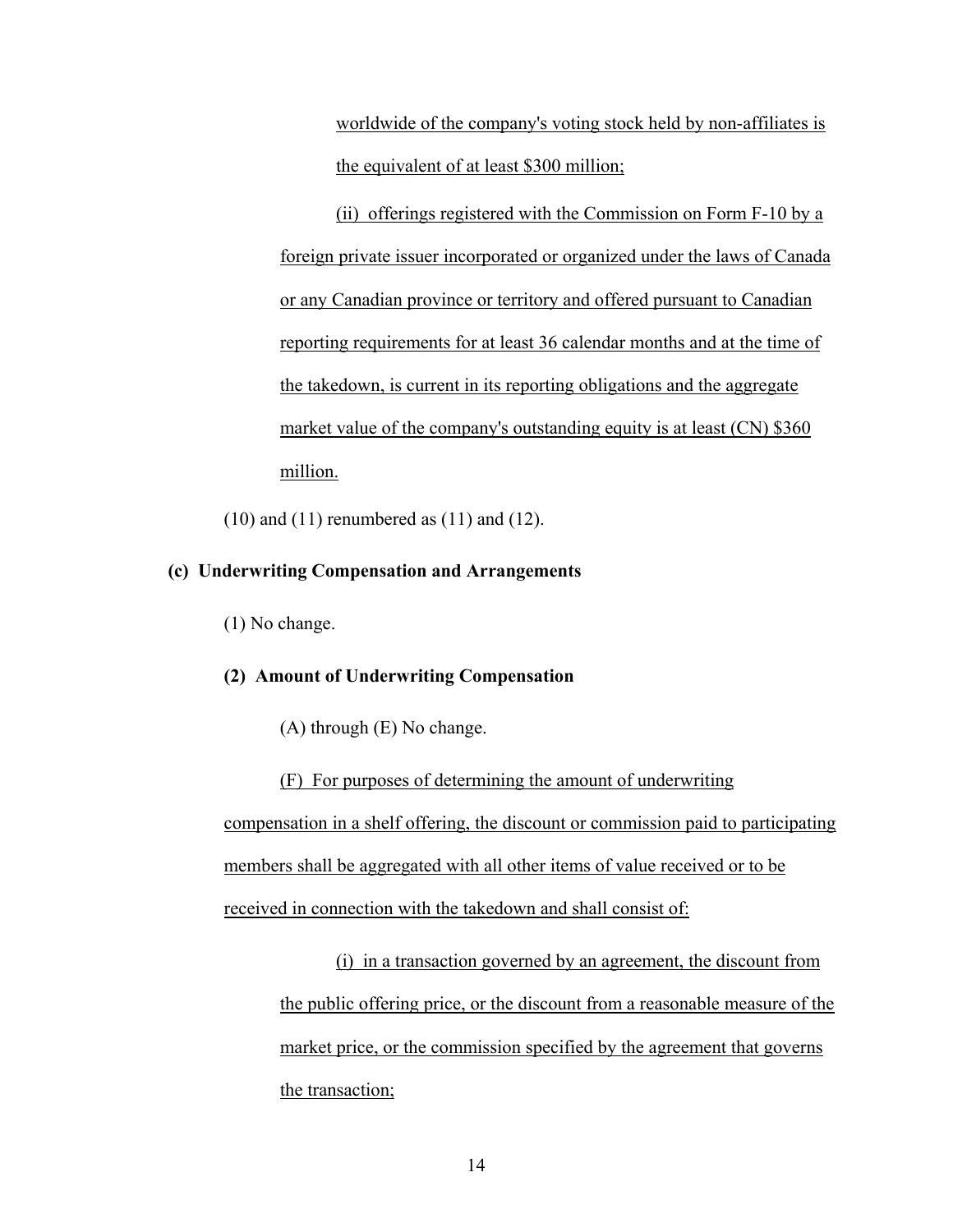worldwide of the company's voting stock held by non-affiliates is the equivalent of at least $300 million;

(ii) offerings registered with the Commission on Form F-10 by a foreign private issuer incorporated or organized under the laws of Canada or any Canadian province or territory and offered pursuant to Canadian reporting requirements for at least 36 calendar months and at the time of the takedown, is current in its reporting obligations and the aggregate market value of the company's outstanding equity is at least (CN) $360 million.

(10) and (11) renumbered as (11) and (12).

**(c) Underwriting Compensation and Arrangements**

(1) No change.

**(2) Amount of Underwriting Compensation**

(A) through (E) No change.

(F) For purposes of determining the amount of underwriting compensation in a shelf offering, the discount or commission paid to participating members shall be aggregated with all other items of value received or to be received in connection with the takedown and shall consist of:

(i) in a transaction governed by an agreement, the discount from the public offering price, or the discount from a reasonable measure of the market price, or the commission specified by the agreement that governs the transaction;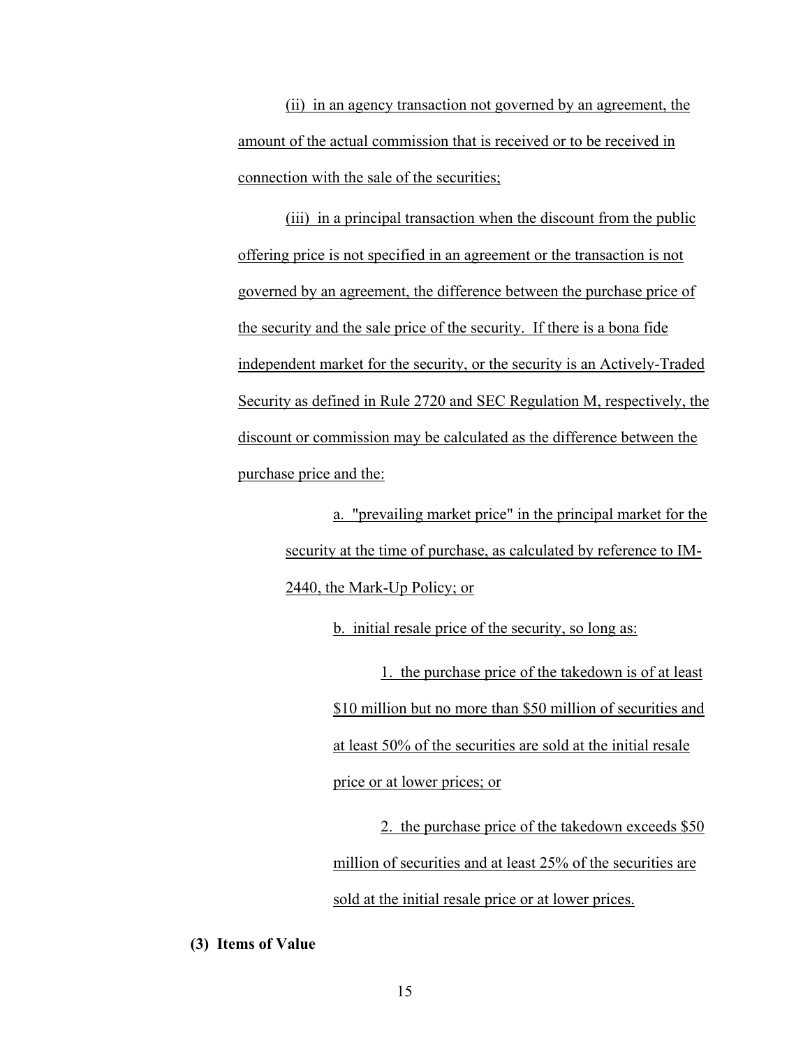(ii) in an agency transaction not governed by an agreement, the amount of the actual commission that is received or to be received in connection with the sale of the securities;

(iii) in a principal transaction when the discount from the public offering price is not specified in an agreement or the transaction is not governed by an agreement, the difference between the purchase price of the security and the sale price of the security. If there is a bona fide independent market for the security, or the security is an Actively-Traded Security as defined in Rule 2720 and SEC Regulation M, respectively, the discount or commission may be calculated as the difference between the purchase price and the:

a. "prevailing market price" in the principal market for the security at the time of purchase, as calculated by reference to IM-2440, the Mark-Up Policy; or

b. initial resale price of the security, so long as:

1. the purchase price of the takedown is of at least $10 million but no more than $50 million of securities and at least 50% of the securities are sold at the initial resale price or at lower prices; or

2. the purchase price of the takedown exceeds $50 million of securities and at least 25% of the securities are sold at the initial resale price or at lower prices.

**(3) Items of Value**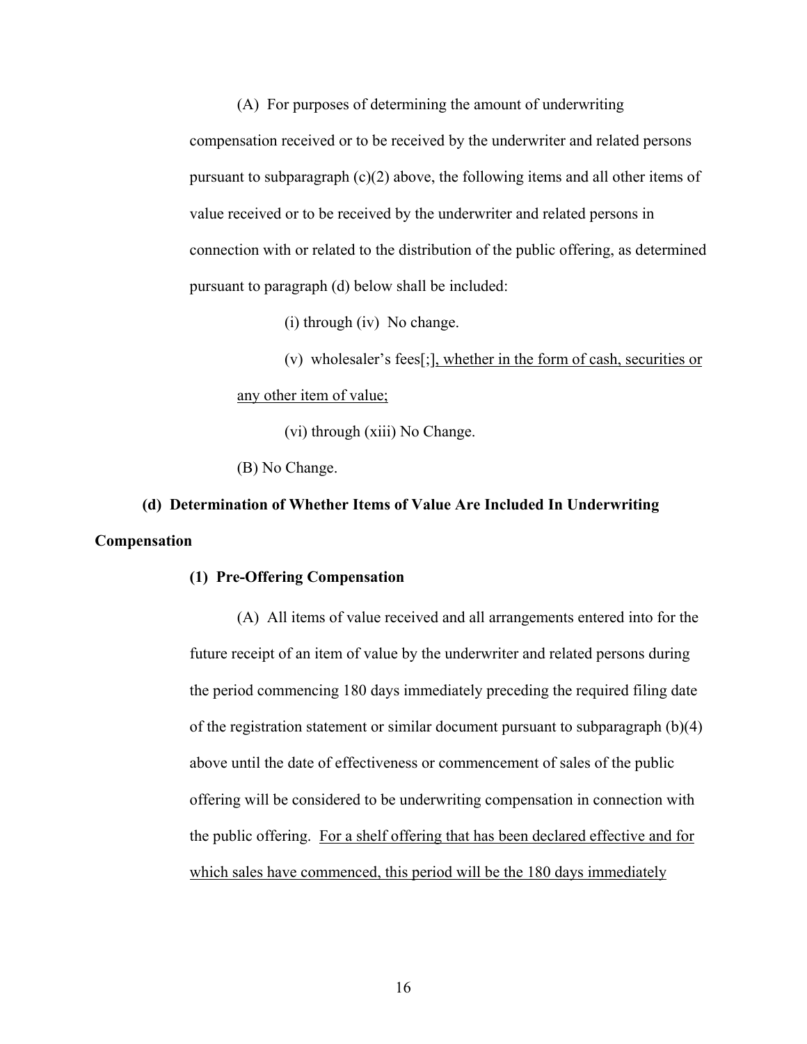(A) For purposes of determining the amount of underwriting compensation received or to be received by the underwriter and related persons pursuant to subparagraph (c)(2) above, the following items and all other items of value received or to be received by the underwriter and related persons in connection with or related to the distribution of the public offering, as determined pursuant to paragraph (d) below shall be included:

(i) through (iv) No change.

(v) wholesaler's fees[;]<u>, whether in the form of cash, securities or any other item of value;</u>

(vi) through (xiii) No Change.

(B) No Change.

**(d) Determination of Whether Items of Value Are Included In Underwriting Compensation**

**(1) Pre-Offering Compensation**

(A) All items of value received and all arrangements entered into for the future receipt of an item of value by the underwriter and related persons during the period commencing 180 days immediately preceding the required filing date of the registration statement or similar document pursuant to subparagraph (b)(4) above until the date of effectiveness or commencement of sales of the public offering will be considered to be underwriting compensation in connection with the public offering. <u>For a shelf offering that has been declared effective and for which sales have commenced, this period will be the 180 days immediately</u>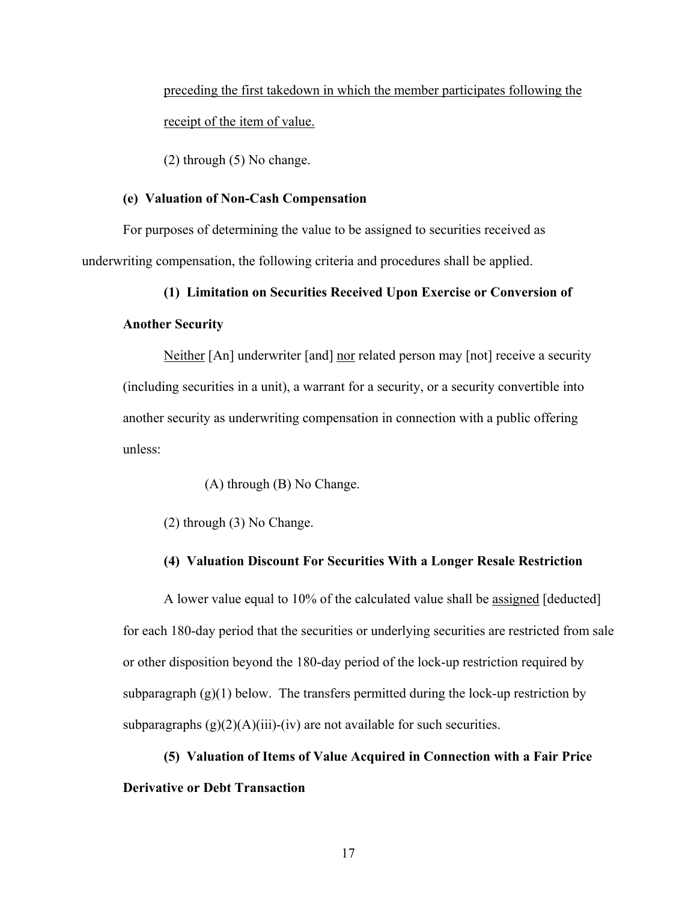preceding the first takedown in which the member participates following the receipt of the item of value.

(2) through (5) No change.

**(e) Valuation of Non-Cash Compensation**

For purposes of determining the value to be assigned to securities received as underwriting compensation, the following criteria and procedures shall be applied.

**(1) Limitation on Securities Received Upon Exercise or Conversion of Another Security**

Neither [An] underwriter [and] nor related person may [not] receive a security (including securities in a unit), a warrant for a security, or a security convertible into another security as underwriting compensation in connection with a public offering unless:

(A) through (B) No Change.

(2) through (3) No Change.

**(4) Valuation Discount For Securities With a Longer Resale Restriction**

A lower value equal to 10% of the calculated value shall be assigned [deducted] for each 180-day period that the securities or underlying securities are restricted from sale or other disposition beyond the 180-day period of the lock-up restriction required by subparagraph (g)(1) below. The transfers permitted during the lock-up restriction by subparagraphs (g)(2)(A)(iii)-(iv) are not available for such securities.

**(5) Valuation of Items of Value Acquired in Connection with a Fair Price Derivative or Debt Transaction**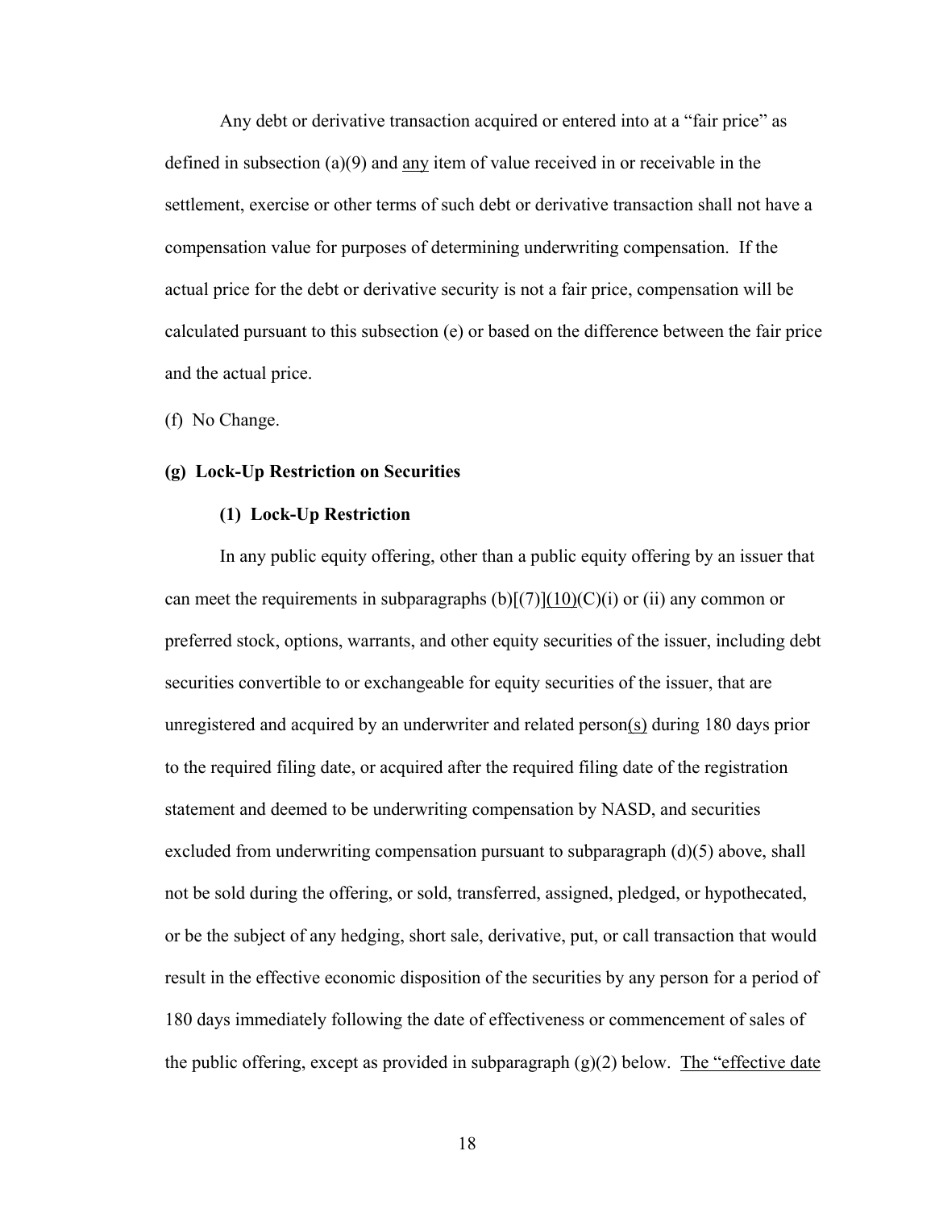Any debt or derivative transaction acquired or entered into at a "fair price" as defined in subsection (a)(9) and <u>any</u> item of value received in or receivable in the settlement, exercise or other terms of such debt or derivative transaction shall not have a compensation value for purposes of determining underwriting compensation. If the actual price for the debt or derivative security is not a fair price, compensation will be calculated pursuant to this subsection (e) or based on the difference between the fair price and the actual price.

(f) No Change.

**(g) Lock-Up Restriction on Securities**

**(1) Lock-Up Restriction**

In any public equity offering, other than a public equity offering by an issuer that can meet the requirements in subparagraphs (b)[(7)]<u>(10)</u>(C)(i) or (ii) any common or preferred stock, options, warrants, and other equity securities of the issuer, including debt securities convertible to or exchangeable for equity securities of the issuer, that are unregistered and acquired by an underwriter and related person<u>(s)</u> during 180 days prior to the required filing date, or acquired after the required filing date of the registration statement and deemed to be underwriting compensation by NASD, and securities excluded from underwriting compensation pursuant to subparagraph (d)(5) above, shall not be sold during the offering, or sold, transferred, assigned, pledged, or hypothecated, or be the subject of any hedging, short sale, derivative, put, or call transaction that would result in the effective economic disposition of the securities by any person for a period of 180 days immediately following the date of effectiveness or commencement of sales of the public offering, except as provided in subparagraph (g)(2) below. <u>The "effective date</u>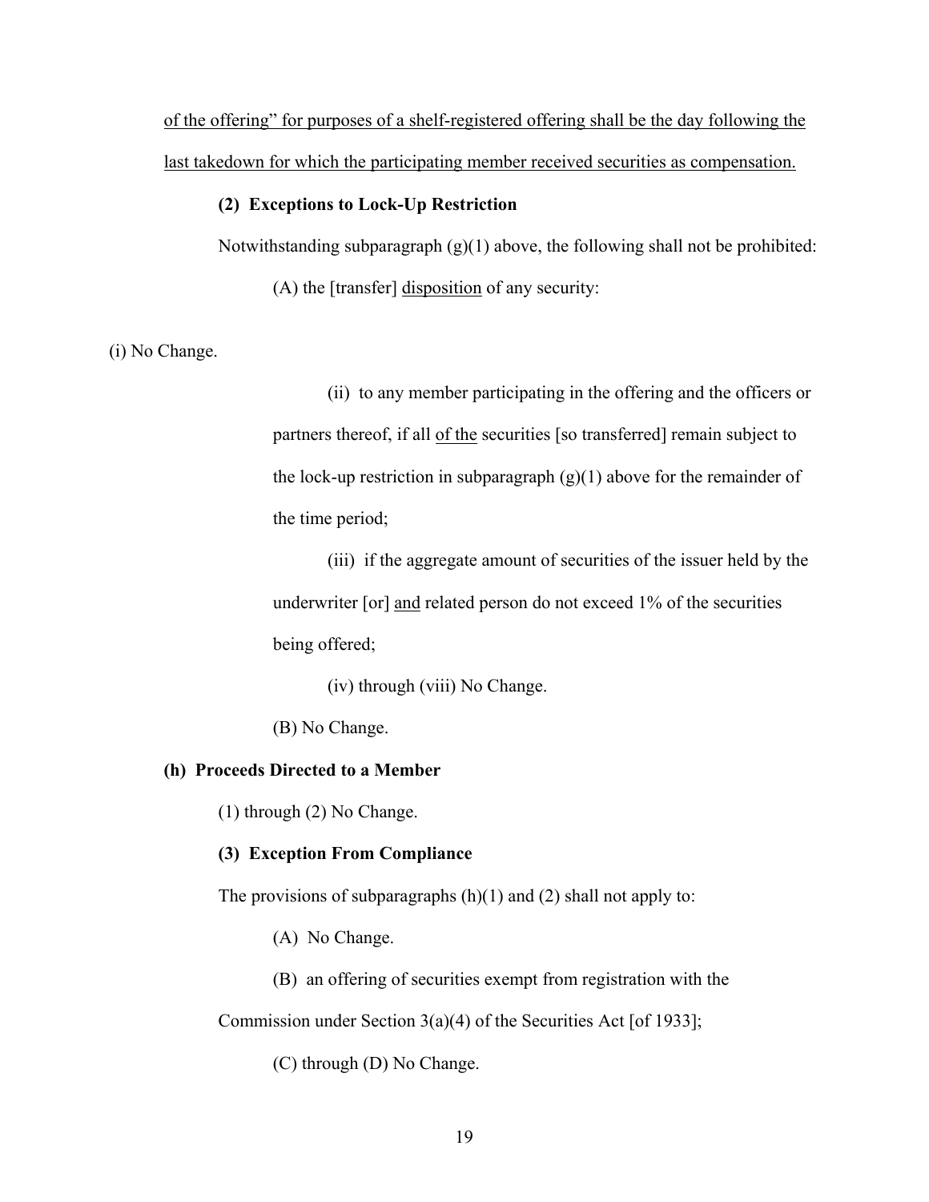<u>of the offering" for purposes of a shelf-registered offering shall be the day following the last takedown for which the participating member received securities as compensation.</u>

**(2) Exceptions to Lock-Up Restriction**

Notwithstanding subparagraph (g)(1) above, the following shall not be prohibited:

(A) the [transfer] <u>disposition</u> of any security:

(i) No Change.

(ii) to any member participating in the offering and the officers or partners thereof, if all <u>of the</u> securities [so transferred] remain subject to the lock-up restriction in subparagraph (g)(1) above for the remainder of the time period;

(iii) if the aggregate amount of securities of the issuer held by the underwriter [or] <u>and</u> related person do not exceed 1% of the securities being offered;

(iv) through (viii) No Change.

(B) No Change.

**(h) Proceeds Directed to a Member**

(1) through (2) No Change.

**(3) Exception From Compliance**

The provisions of subparagraphs (h)(1) and (2) shall not apply to:

(A) No Change.

(B) an offering of securities exempt from registration with the Commission under Section 3(a)(4) of the Securities Act [of 1933];

(C) through (D) No Change.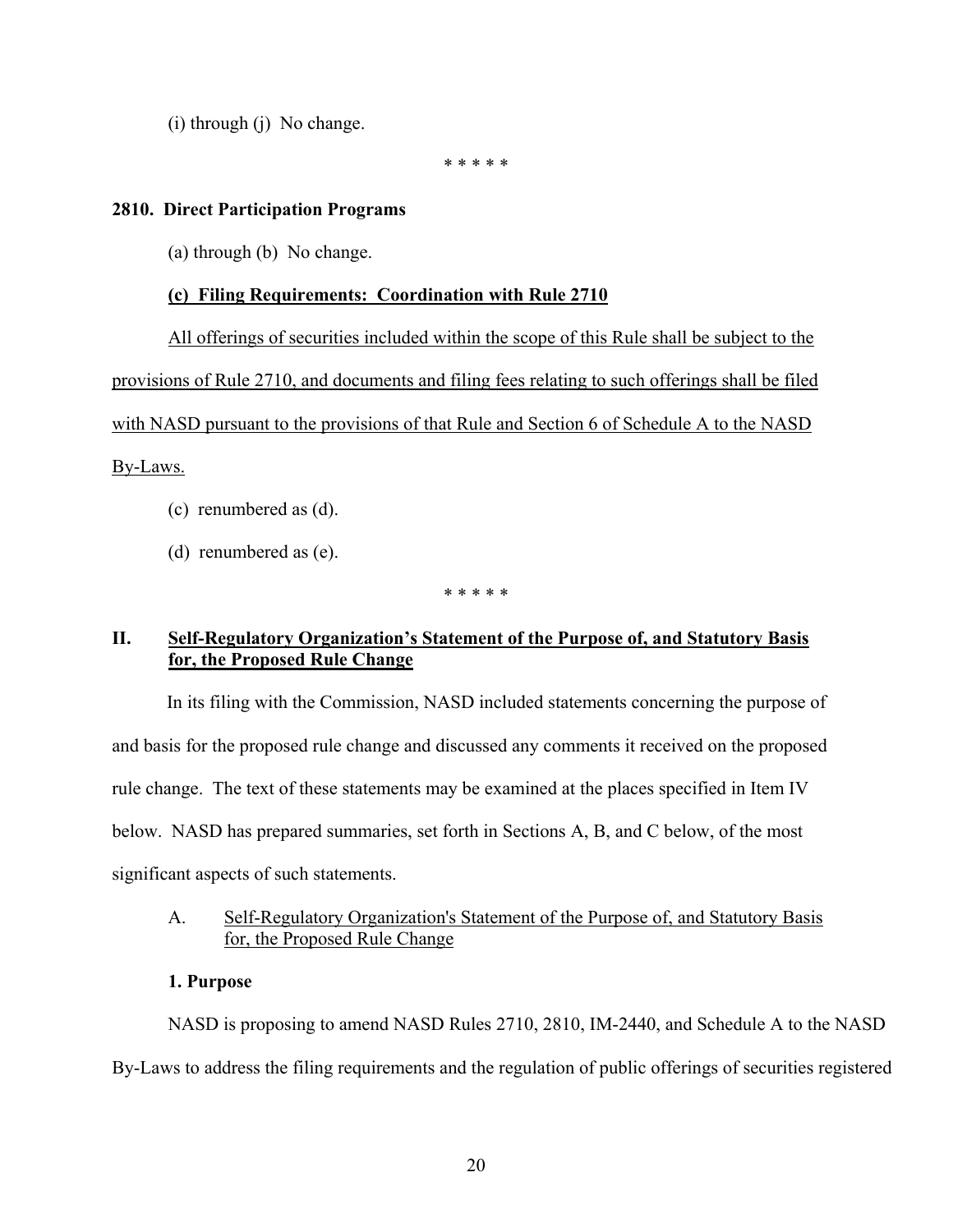(i) through (j) No change.

\* \* \* \* \*

**2810. Direct Participation Programs**

(a) through (b) No change.

**<u>(c) Filing Requirements: Coordination with Rule 2710</u>**

<u>All offerings of securities included within the scope of this Rule shall be subject to the provisions of Rule 2710, and documents and filing fees relating to such offerings shall be filed with NASD pursuant to the provisions of that Rule and Section 6 of Schedule A to the NASD By-Laws.</u>

(c) renumbered as (d).

(d) renumbered as (e).

\* \* \* \* \*

## II. <u>Self-Regulatory Organization's Statement of the Purpose of, and Statutory Basis for, the Proposed Rule Change</u>

In its filing with the Commission, NASD included statements concerning the purpose of and basis for the proposed rule change and discussed any comments it received on the proposed rule change. The text of these statements may be examined at the places specified in Item IV below. NASD has prepared summaries, set forth in Sections A, B, and C below, of the most significant aspects of such statements.

A. <u>Self-Regulatory Organization's Statement of the Purpose of, and Statutory Basis for, the Proposed Rule Change</u>

**1. Purpose**

NASD is proposing to amend NASD Rules 2710, 2810, IM-2440, and Schedule A to the NASD By-Laws to address the filing requirements and the regulation of public offerings of securities registered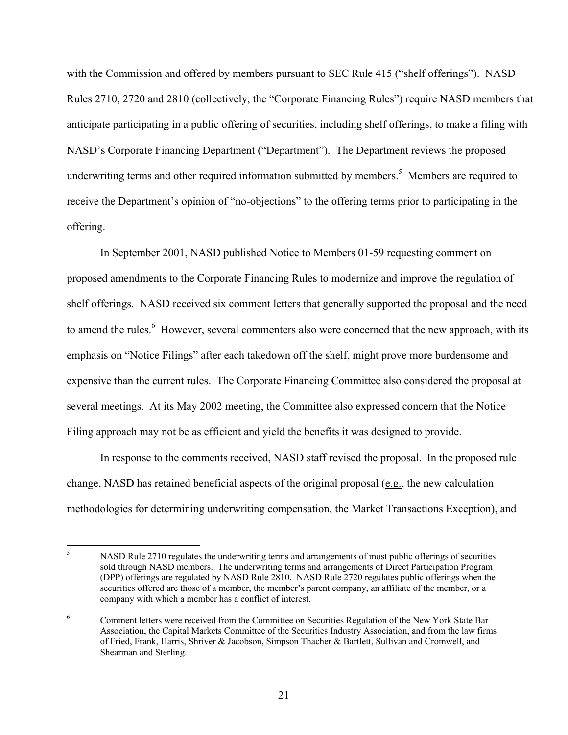with the Commission and offered by members pursuant to SEC Rule 415 ("shelf offerings"). NASD Rules 2710, 2720 and 2810 (collectively, the "Corporate Financing Rules") require NASD members that anticipate participating in a public offering of securities, including shelf offerings, to make a filing with NASD's Corporate Financing Department ("Department"). The Department reviews the proposed underwriting terms and other required information submitted by members.[5] Members are required to receive the Department's opinion of "no-objections" to the offering terms prior to participating in the offering.

In September 2001, NASD published Notice to Members 01-59 requesting comment on proposed amendments to the Corporate Financing Rules to modernize and improve the regulation of shelf offerings. NASD received six comment letters that generally supported the proposal and the need to amend the rules.[6] However, several commenters also were concerned that the new approach, with its emphasis on "Notice Filings" after each takedown off the shelf, might prove more burdensome and expensive than the current rules. The Corporate Financing Committee also considered the proposal at several meetings. At its May 2002 meeting, the Committee also expressed concern that the Notice Filing approach may not be as efficient and yield the benefits it was designed to provide.

In response to the comments received, NASD staff revised the proposal. In the proposed rule change, NASD has retained beneficial aspects of the original proposal (e.g., the new calculation methodologies for determining underwriting compensation, the Market Transactions Exception), and

---

[5] NASD Rule 2710 regulates the underwriting terms and arrangements of most public offerings of securities sold through NASD members. The underwriting terms and arrangements of Direct Participation Program (DPP) offerings are regulated by NASD Rule 2810. NASD Rule 2720 regulates public offerings when the securities offered are those of a member, the member's parent company, an affiliate of the member, or a company with which a member has a conflict of interest.

[6] Comment letters were received from the Committee on Securities Regulation of the New York State Bar Association, the Capital Markets Committee of the Securities Industry Association, and from the law firms of Fried, Frank, Harris, Shriver & Jacobson, Simpson Thacher & Bartlett, Sullivan and Cromwell, and Shearman and Sterling.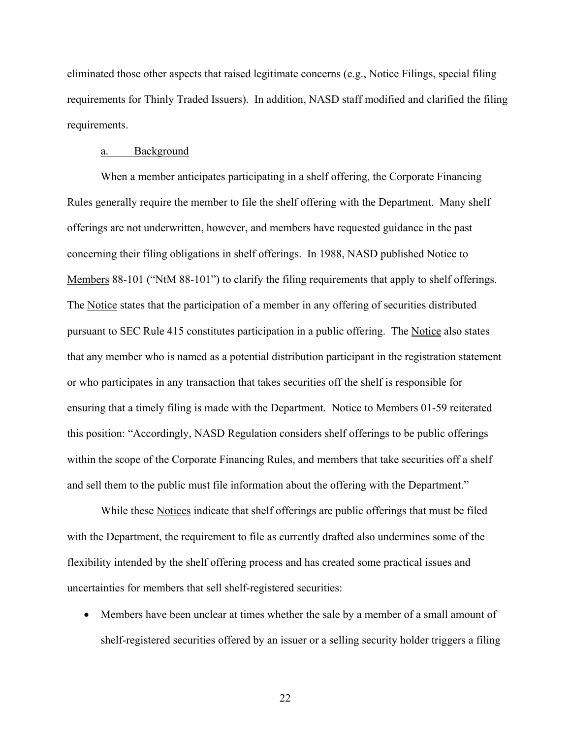eliminated those other aspects that raised legitimate concerns (e.g., Notice Filings, special filing requirements for Thinly Traded Issuers). In addition, NASD staff modified and clarified the filing requirements.

a. Background

When a member anticipates participating in a shelf offering, the Corporate Financing Rules generally require the member to file the shelf offering with the Department. Many shelf offerings are not underwritten, however, and members have requested guidance in the past concerning their filing obligations in shelf offerings. In 1988, NASD published Notice to Members 88-101 ("NtM 88-101") to clarify the filing requirements that apply to shelf offerings. The Notice states that the participation of a member in any offering of securities distributed pursuant to SEC Rule 415 constitutes participation in a public offering. The Notice also states that any member who is named as a potential distribution participant in the registration statement or who participates in any transaction that takes securities off the shelf is responsible for ensuring that a timely filing is made with the Department. Notice to Members 01-59 reiterated this position: "Accordingly, NASD Regulation considers shelf offerings to be public offerings within the scope of the Corporate Financing Rules, and members that take securities off a shelf and sell them to the public must file information about the offering with the Department."

While these Notices indicate that shelf offerings are public offerings that must be filed with the Department, the requirement to file as currently drafted also undermines some of the flexibility intended by the shelf offering process and has created some practical issues and uncertainties for members that sell shelf-registered securities:

- Members have been unclear at times whether the sale by a member of a small amount of shelf-registered securities offered by an issuer or a selling security holder triggers a filing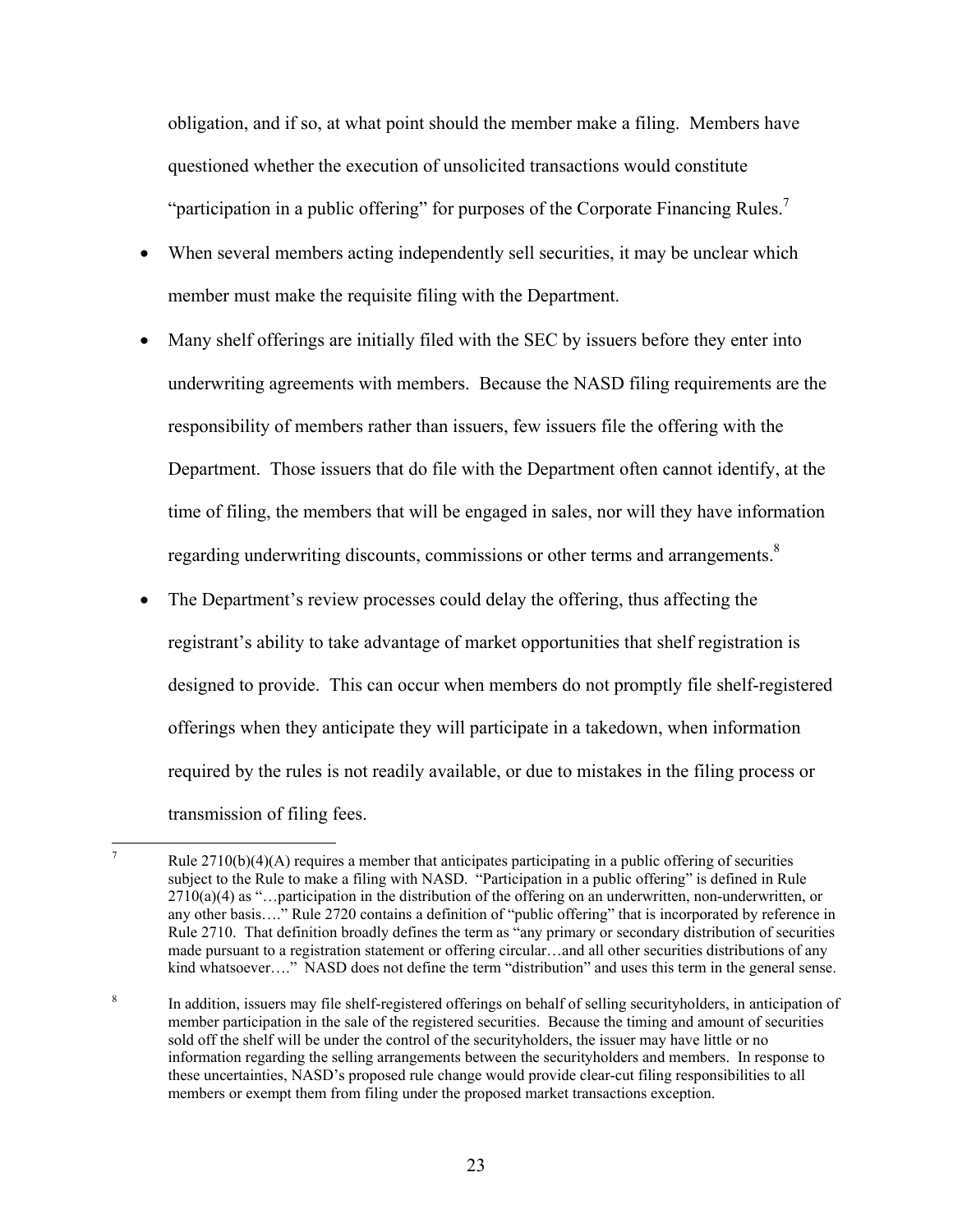obligation, and if so, at what point should the member make a filing. Members have questioned whether the execution of unsolicited transactions would constitute "participation in a public offering" for purposes of the Corporate Financing Rules.[7]

- When several members acting independently sell securities, it may be unclear which member must make the requisite filing with the Department.
- Many shelf offerings are initially filed with the SEC by issuers before they enter into underwriting agreements with members. Because the NASD filing requirements are the responsibility of members rather than issuers, few issuers file the offering with the Department. Those issuers that do file with the Department often cannot identify, at the time of filing, the members that will be engaged in sales, nor will they have information regarding underwriting discounts, commissions or other terms and arrangements.[8]
- The Department's review processes could delay the offering, thus affecting the registrant's ability to take advantage of market opportunities that shelf registration is designed to provide. This can occur when members do not promptly file shelf-registered offerings when they anticipate they will participate in a takedown, when information required by the rules is not readily available, or due to mistakes in the filing process or transmission of filing fees.

---

[7] Rule 2710(b)(4)(A) requires a member that anticipates participating in a public offering of securities subject to the Rule to make a filing with NASD. "Participation in a public offering" is defined in Rule 2710(a)(4) as "…participation in the distribution of the offering on an underwritten, non-underwritten, or any other basis…." Rule 2720 contains a definition of "public offering" that is incorporated by reference in Rule 2710. That definition broadly defines the term as "any primary or secondary distribution of securities made pursuant to a registration statement or offering circular…and all other securities distributions of any kind whatsoever…." NASD does not define the term "distribution" and uses this term in the general sense.

[8] In addition, issuers may file shelf-registered offerings on behalf of selling securityholders, in anticipation of member participation in the sale of the registered securities. Because the timing and amount of securities sold off the shelf will be under the control of the securityholders, the issuer may have little or no information regarding the selling arrangements between the securityholders and members. In response to these uncertainties, NASD's proposed rule change would provide clear-cut filing responsibilities to all members or exempt them from filing under the proposed market transactions exception.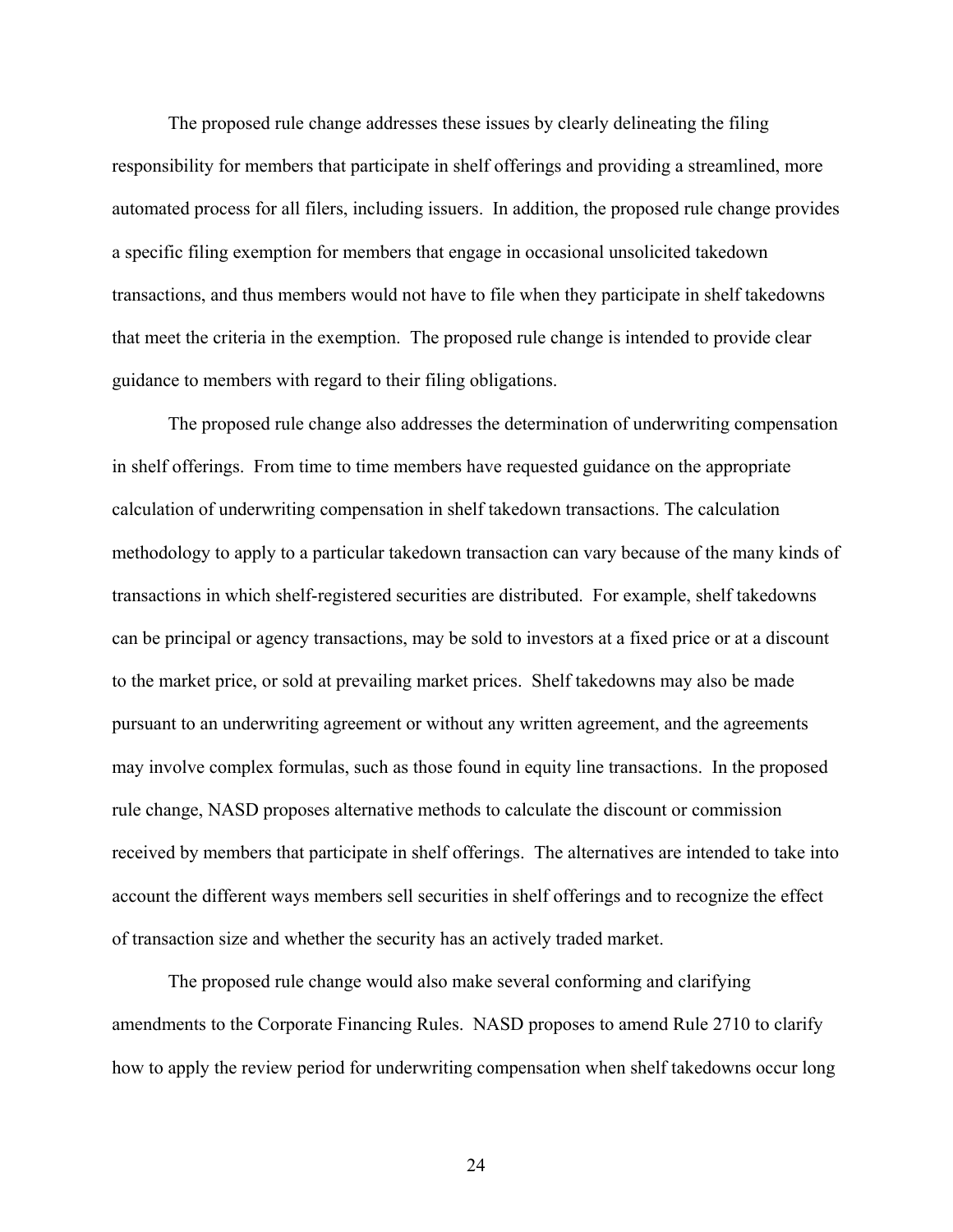The proposed rule change addresses these issues by clearly delineating the filing responsibility for members that participate in shelf offerings and providing a streamlined, more automated process for all filers, including issuers. In addition, the proposed rule change provides a specific filing exemption for members that engage in occasional unsolicited takedown transactions, and thus members would not have to file when they participate in shelf takedowns that meet the criteria in the exemption. The proposed rule change is intended to provide clear guidance to members with regard to their filing obligations.

The proposed rule change also addresses the determination of underwriting compensation in shelf offerings. From time to time members have requested guidance on the appropriate calculation of underwriting compensation in shelf takedown transactions. The calculation methodology to apply to a particular takedown transaction can vary because of the many kinds of transactions in which shelf-registered securities are distributed. For example, shelf takedowns can be principal or agency transactions, may be sold to investors at a fixed price or at a discount to the market price, or sold at prevailing market prices. Shelf takedowns may also be made pursuant to an underwriting agreement or without any written agreement, and the agreements may involve complex formulas, such as those found in equity line transactions. In the proposed rule change, NASD proposes alternative methods to calculate the discount or commission received by members that participate in shelf offerings. The alternatives are intended to take into account the different ways members sell securities in shelf offerings and to recognize the effect of transaction size and whether the security has an actively traded market.

The proposed rule change would also make several conforming and clarifying amendments to the Corporate Financing Rules. NASD proposes to amend Rule 2710 to clarify how to apply the review period for underwriting compensation when shelf takedowns occur long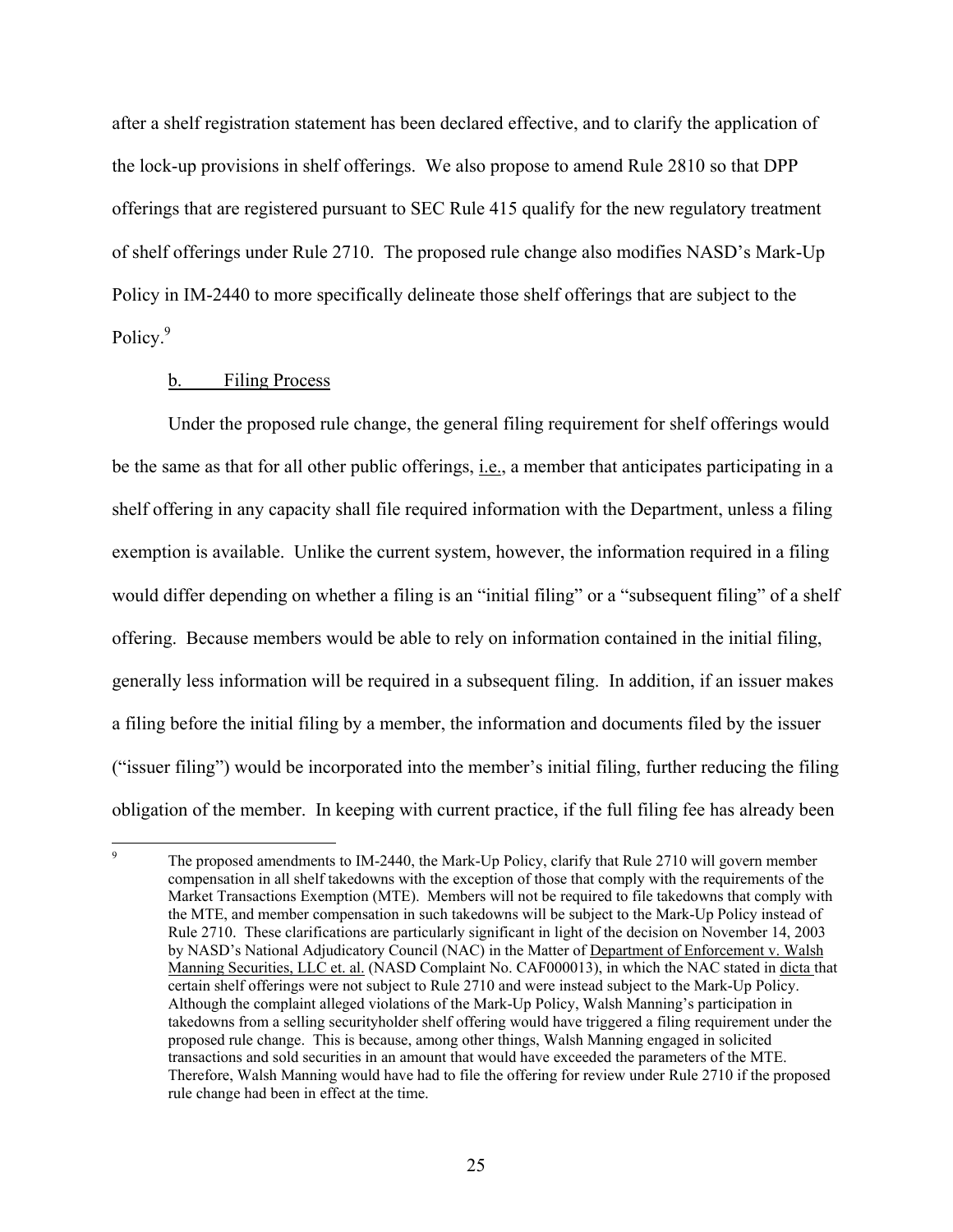after a shelf registration statement has been declared effective, and to clarify the application of the lock-up provisions in shelf offerings. We also propose to amend Rule 2810 so that DPP offerings that are registered pursuant to SEC Rule 415 qualify for the new regulatory treatment of shelf offerings under Rule 2710. The proposed rule change also modifies NASD's Mark-Up Policy in IM-2440 to more specifically delineate those shelf offerings that are subject to the Policy.[9]

b. Filing Process

Under the proposed rule change, the general filing requirement for shelf offerings would be the same as that for all other public offerings, i.e., a member that anticipates participating in a shelf offering in any capacity shall file required information with the Department, unless a filing exemption is available. Unlike the current system, however, the information required in a filing would differ depending on whether a filing is an "initial filing" or a "subsequent filing" of a shelf offering. Because members would be able to rely on information contained in the initial filing, generally less information will be required in a subsequent filing. In addition, if an issuer makes a filing before the initial filing by a member, the information and documents filed by the issuer ("issuer filing") would be incorporated into the member's initial filing, further reducing the filing obligation of the member. In keeping with current practice, if the full filing fee has already been

[9] The proposed amendments to IM-2440, the Mark-Up Policy, clarify that Rule 2710 will govern member compensation in all shelf takedowns with the exception of those that comply with the requirements of the Market Transactions Exemption (MTE). Members will not be required to file takedowns that comply with the MTE, and member compensation in such takedowns will be subject to the Mark-Up Policy instead of Rule 2710. These clarifications are particularly significant in light of the decision on November 14, 2003 by NASD's National Adjudicatory Council (NAC) in the Matter of Department of Enforcement v. Walsh Manning Securities, LLC et. al. (NASD Complaint No. CAF000013), in which the NAC stated in dicta that certain shelf offerings were not subject to Rule 2710 and were instead subject to the Mark-Up Policy. Although the complaint alleged violations of the Mark-Up Policy, Walsh Manning's participation in takedowns from a selling securityholder shelf offering would have triggered a filing requirement under the proposed rule change. This is because, among other things, Walsh Manning engaged in solicited transactions and sold securities in an amount that would have exceeded the parameters of the MTE. Therefore, Walsh Manning would have had to file the offering for review under Rule 2710 if the proposed rule change had been in effect at the time.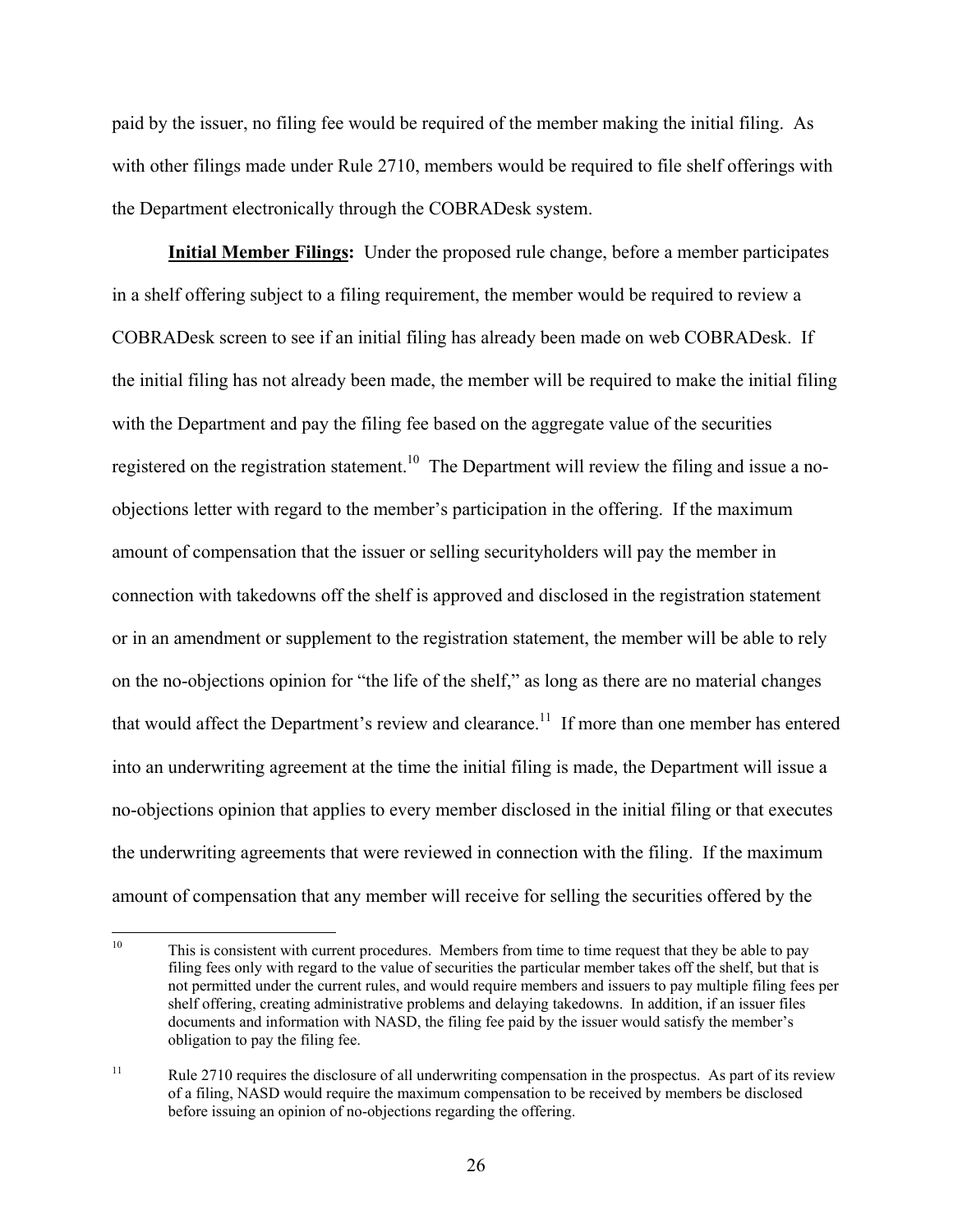paid by the issuer, no filing fee would be required of the member making the initial filing. As with other filings made under Rule 2710, members would be required to file shelf offerings with the Department electronically through the COBRADesk system.

**Initial Member Filings:** Under the proposed rule change, before a member participates in a shelf offering subject to a filing requirement, the member would be required to review a COBRADesk screen to see if an initial filing has already been made on web COBRADesk. If the initial filing has not already been made, the member will be required to make the initial filing with the Department and pay the filing fee based on the aggregate value of the securities registered on the registration statement.[10] The Department will review the filing and issue a no-objections letter with regard to the member's participation in the offering. If the maximum amount of compensation that the issuer or selling securityholders will pay the member in connection with takedowns off the shelf is approved and disclosed in the registration statement or in an amendment or supplement to the registration statement, the member will be able to rely on the no-objections opinion for "the life of the shelf," as long as there are no material changes that would affect the Department's review and clearance.[11] If more than one member has entered into an underwriting agreement at the time the initial filing is made, the Department will issue a no-objections opinion that applies to every member disclosed in the initial filing or that executes the underwriting agreements that were reviewed in connection with the filing. If the maximum amount of compensation that any member will receive for selling the securities offered by the

---

[10] This is consistent with current procedures. Members from time to time request that they be able to pay filing fees only with regard to the value of securities the particular member takes off the shelf, but that is not permitted under the current rules, and would require members and issuers to pay multiple filing fees per shelf offering, creating administrative problems and delaying takedowns. In addition, if an issuer files documents and information with NASD, the filing fee paid by the issuer would satisfy the member's obligation to pay the filing fee.

[11] Rule 2710 requires the disclosure of all underwriting compensation in the prospectus. As part of its review of a filing, NASD would require the maximum compensation to be received by members be disclosed before issuing an opinion of no-objections regarding the offering.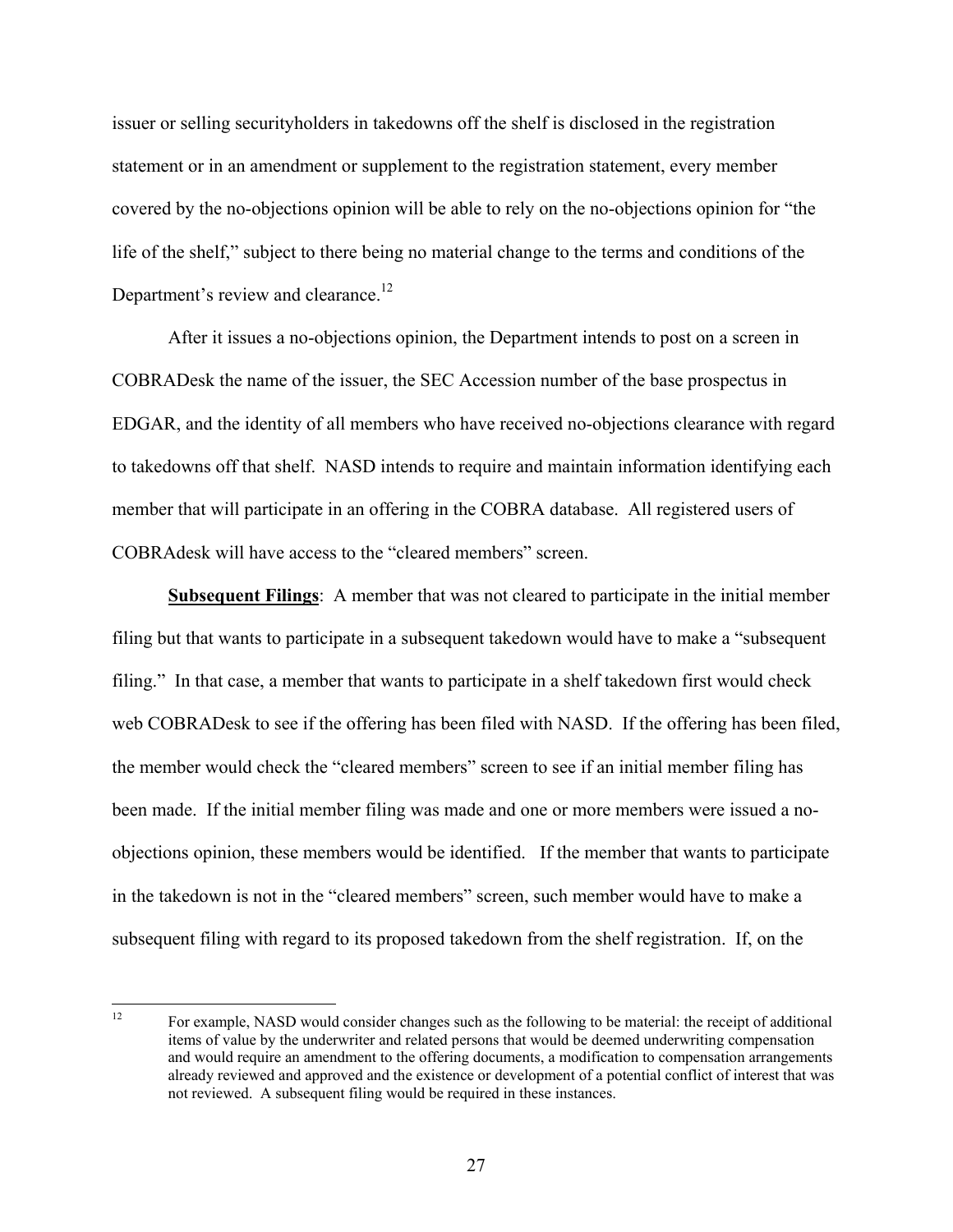issuer or selling securityholders in takedowns off the shelf is disclosed in the registration statement or in an amendment or supplement to the registration statement, every member covered by the no-objections opinion will be able to rely on the no-objections opinion for "the life of the shelf," subject to there being no material change to the terms and conditions of the Department's review and clearance.[12]

After it issues a no-objections opinion, the Department intends to post on a screen in COBRADesk the name of the issuer, the SEC Accession number of the base prospectus in EDGAR, and the identity of all members who have received no-objections clearance with regard to takedowns off that shelf. NASD intends to require and maintain information identifying each member that will participate in an offering in the COBRA database. All registered users of COBRAdesk will have access to the "cleared members" screen.

**Subsequent Filings**: A member that was not cleared to participate in the initial member filing but that wants to participate in a subsequent takedown would have to make a "subsequent filing." In that case, a member that wants to participate in a shelf takedown first would check web COBRADesk to see if the offering has been filed with NASD. If the offering has been filed, the member would check the "cleared members" screen to see if an initial member filing has been made. If the initial member filing was made and one or more members were issued a no-objections opinion, these members would be identified. If the member that wants to participate in the takedown is not in the "cleared members" screen, such member would have to make a subsequent filing with regard to its proposed takedown from the shelf registration. If, on the

---

[12] For example, NASD would consider changes such as the following to be material: the receipt of additional items of value by the underwriter and related persons that would be deemed underwriting compensation and would require an amendment to the offering documents, a modification to compensation arrangements already reviewed and approved and the existence or development of a potential conflict of interest that was not reviewed. A subsequent filing would be required in these instances.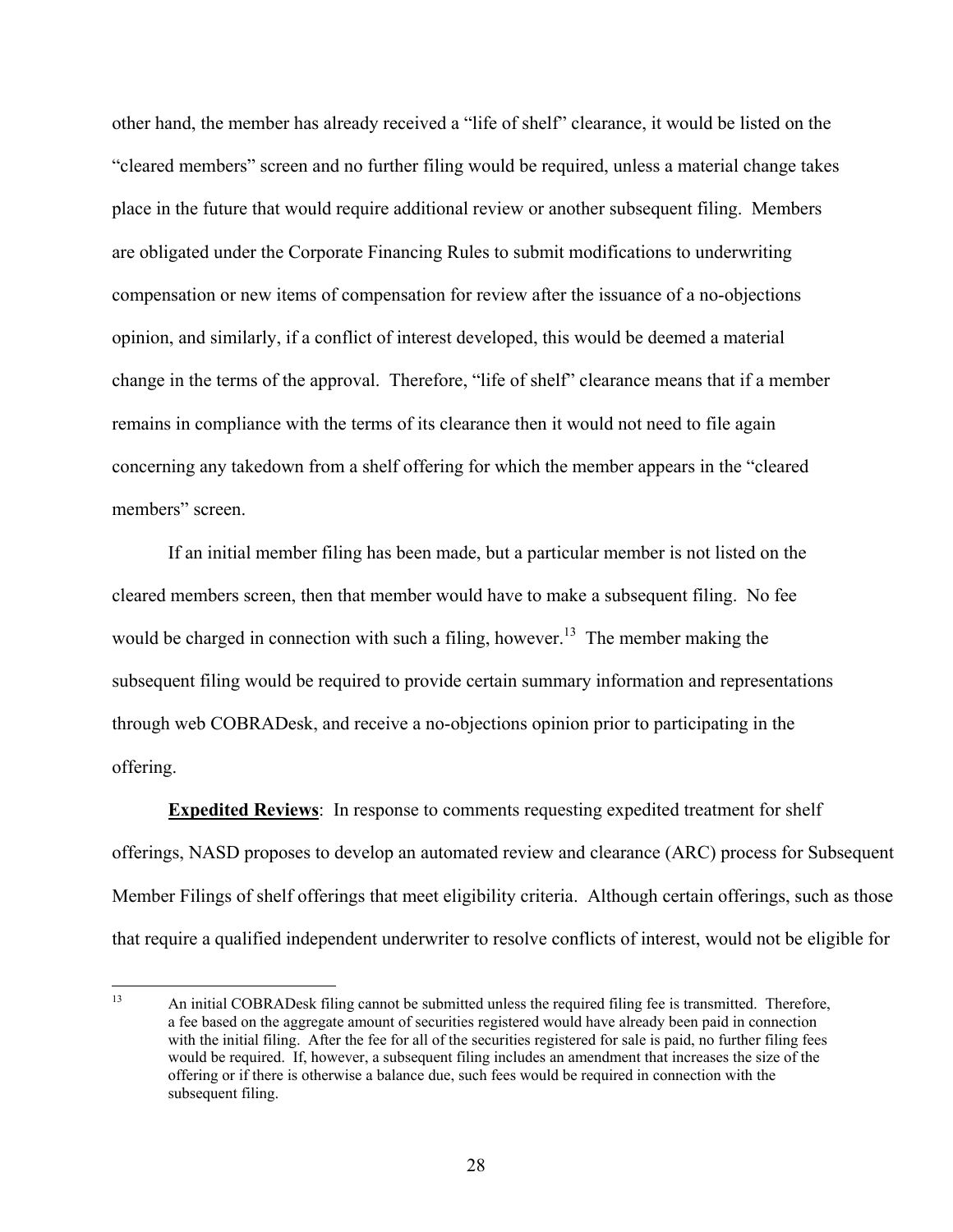other hand, the member has already received a "life of shelf" clearance, it would be listed on the "cleared members" screen and no further filing would be required, unless a material change takes place in the future that would require additional review or another subsequent filing. Members are obligated under the Corporate Financing Rules to submit modifications to underwriting compensation or new items of compensation for review after the issuance of a no-objections opinion, and similarly, if a conflict of interest developed, this would be deemed a material change in the terms of the approval. Therefore, "life of shelf" clearance means that if a member remains in compliance with the terms of its clearance then it would not need to file again concerning any takedown from a shelf offering for which the member appears in the "cleared members" screen.

If an initial member filing has been made, but a particular member is not listed on the cleared members screen, then that member would have to make a subsequent filing. No fee would be charged in connection with such a filing, however.[13] The member making the subsequent filing would be required to provide certain summary information and representations through web COBRADesk, and receive a no-objections opinion prior to participating in the offering.

**Expedited Reviews**: In response to comments requesting expedited treatment for shelf offerings, NASD proposes to develop an automated review and clearance (ARC) process for Subsequent Member Filings of shelf offerings that meet eligibility criteria. Although certain offerings, such as those that require a qualified independent underwriter to resolve conflicts of interest, would not be eligible for

---

[13] An initial COBRADesk filing cannot be submitted unless the required filing fee is transmitted. Therefore, a fee based on the aggregate amount of securities registered would have already been paid in connection with the initial filing. After the fee for all of the securities registered for sale is paid, no further filing fees would be required. If, however, a subsequent filing includes an amendment that increases the size of the offering or if there is otherwise a balance due, such fees would be required in connection with the subsequent filing.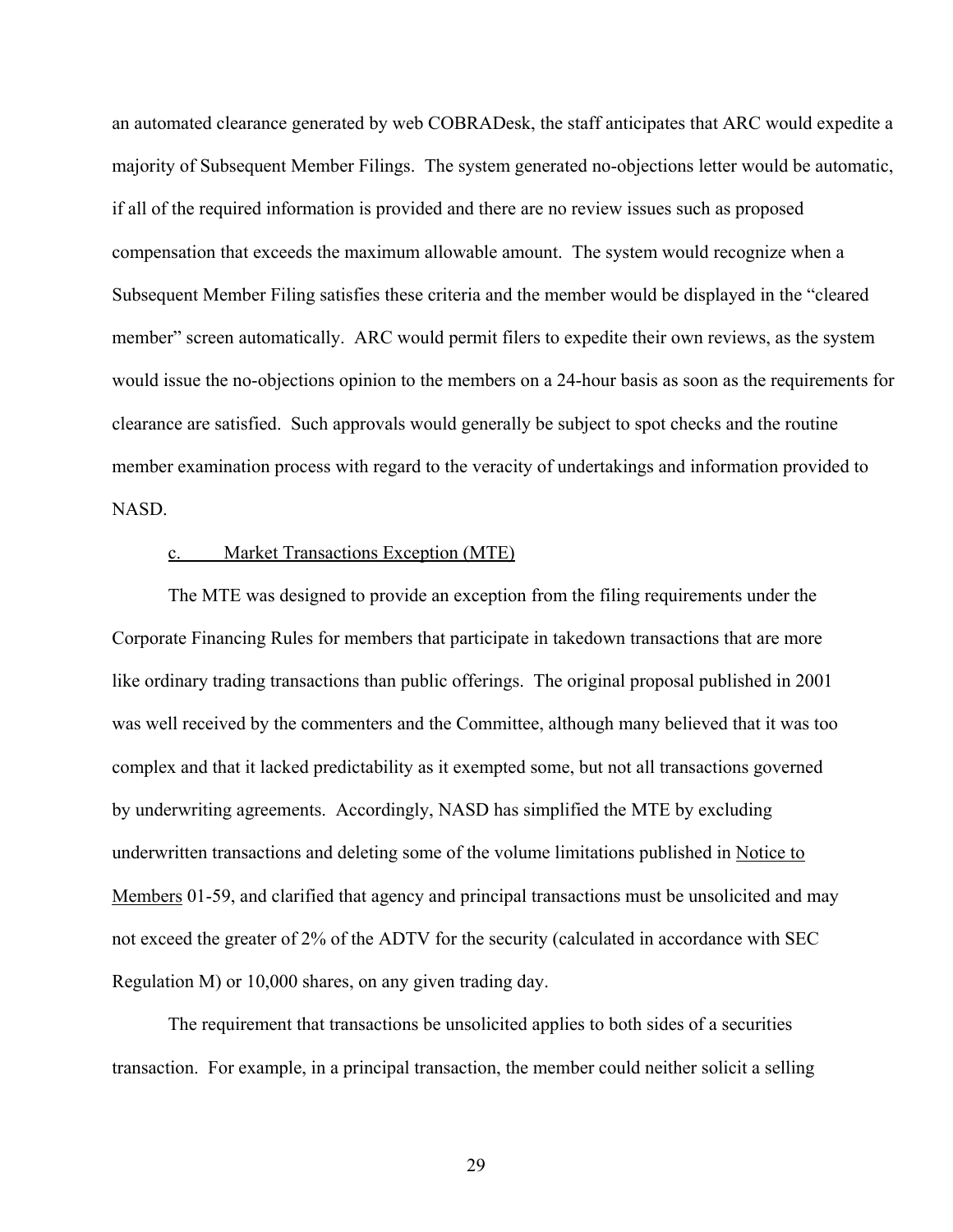an automated clearance generated by web COBRADesk, the staff anticipates that ARC would expedite a majority of Subsequent Member Filings. The system generated no-objections letter would be automatic, if all of the required information is provided and there are no review issues such as proposed compensation that exceeds the maximum allowable amount. The system would recognize when a Subsequent Member Filing satisfies these criteria and the member would be displayed in the "cleared member" screen automatically. ARC would permit filers to expedite their own reviews, as the system would issue the no-objections opinion to the members on a 24-hour basis as soon as the requirements for clearance are satisfied. Such approvals would generally be subject to spot checks and the routine member examination process with regard to the veracity of undertakings and information provided to NASD.

c. Market Transactions Exception (MTE)

The MTE was designed to provide an exception from the filing requirements under the Corporate Financing Rules for members that participate in takedown transactions that are more like ordinary trading transactions than public offerings. The original proposal published in 2001 was well received by the commenters and the Committee, although many believed that it was too complex and that it lacked predictability as it exempted some, but not all transactions governed by underwriting agreements. Accordingly, NASD has simplified the MTE by excluding underwritten transactions and deleting some of the volume limitations published in Notice to Members 01-59, and clarified that agency and principal transactions must be unsolicited and may not exceed the greater of 2% of the ADTV for the security (calculated in accordance with SEC Regulation M) or 10,000 shares, on any given trading day.

The requirement that transactions be unsolicited applies to both sides of a securities transaction. For example, in a principal transaction, the member could neither solicit a selling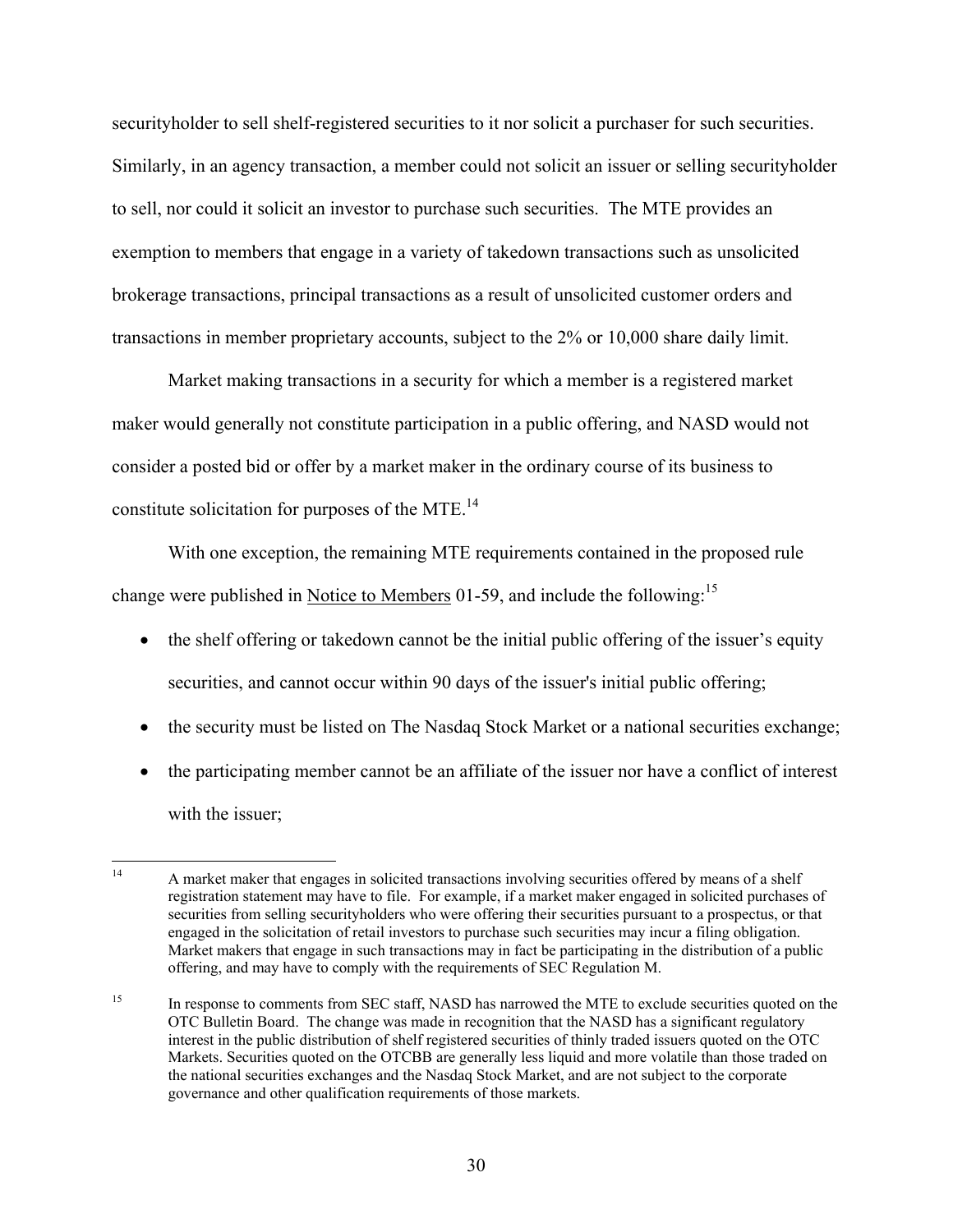securityholder to sell shelf-registered securities to it nor solicit a purchaser for such securities. Similarly, in an agency transaction, a member could not solicit an issuer or selling securityholder to sell, nor could it solicit an investor to purchase such securities. The MTE provides an exemption to members that engage in a variety of takedown transactions such as unsolicited brokerage transactions, principal transactions as a result of unsolicited customer orders and transactions in member proprietary accounts, subject to the 2% or 10,000 share daily limit.

Market making transactions in a security for which a member is a registered market maker would generally not constitute participation in a public offering, and NASD would not consider a posted bid or offer by a market maker in the ordinary course of its business to constitute solicitation for purposes of the MTE.[14]

With one exception, the remaining MTE requirements contained in the proposed rule change were published in Notice to Members 01-59, and include the following:[15]

- the shelf offering or takedown cannot be the initial public offering of the issuer's equity securities, and cannot occur within 90 days of the issuer's initial public offering;
- the security must be listed on The Nasdaq Stock Market or a national securities exchange;
- the participating member cannot be an affiliate of the issuer nor have a conflict of interest with the issuer;

---

[14] A market maker that engages in solicited transactions involving securities offered by means of a shelf registration statement may have to file. For example, if a market maker engaged in solicited purchases of securities from selling securityholders who were offering their securities pursuant to a prospectus, or that engaged in the solicitation of retail investors to purchase such securities may incur a filing obligation. Market makers that engage in such transactions may in fact be participating in the distribution of a public offering, and may have to comply with the requirements of SEC Regulation M.

[15] In response to comments from SEC staff, NASD has narrowed the MTE to exclude securities quoted on the OTC Bulletin Board. The change was made in recognition that the NASD has a significant regulatory interest in the public distribution of shelf registered securities of thinly traded issuers quoted on the OTC Markets. Securities quoted on the OTCBB are generally less liquid and more volatile than those traded on the national securities exchanges and the Nasdaq Stock Market, and are not subject to the corporate governance and other qualification requirements of those markets.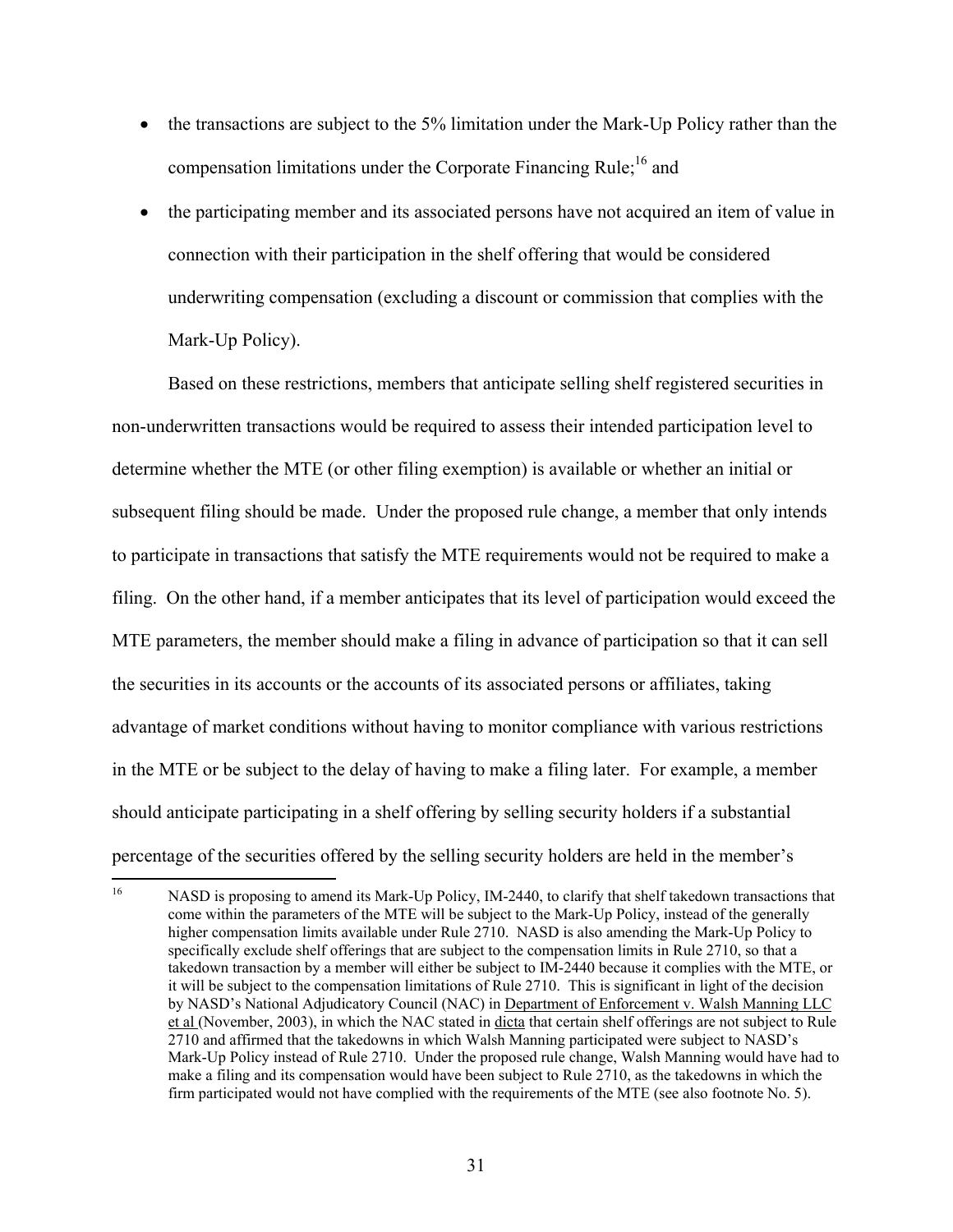- the transactions are subject to the 5% limitation under the Mark-Up Policy rather than the compensation limitations under the Corporate Financing Rule;[16] and
- the participating member and its associated persons have not acquired an item of value in connection with their participation in the shelf offering that would be considered underwriting compensation (excluding a discount or commission that complies with the Mark-Up Policy).

Based on these restrictions, members that anticipate selling shelf registered securities in non-underwritten transactions would be required to assess their intended participation level to determine whether the MTE (or other filing exemption) is available or whether an initial or subsequent filing should be made. Under the proposed rule change, a member that only intends to participate in transactions that satisfy the MTE requirements would not be required to make a filing. On the other hand, if a member anticipates that its level of participation would exceed the MTE parameters, the member should make a filing in advance of participation so that it can sell the securities in its accounts or the accounts of its associated persons or affiliates, taking advantage of market conditions without having to monitor compliance with various restrictions in the MTE or be subject to the delay of having to make a filing later. For example, a member should anticipate participating in a shelf offering by selling security holders if a substantial percentage of the securities offered by the selling security holders are held in the member's

---

[16] NASD is proposing to amend its Mark-Up Policy, IM-2440, to clarify that shelf takedown transactions that come within the parameters of the MTE will be subject to the Mark-Up Policy, instead of the generally higher compensation limits available under Rule 2710. NASD is also amending the Mark-Up Policy to specifically exclude shelf offerings that are subject to the compensation limits in Rule 2710, so that a takedown transaction by a member will either be subject to IM-2440 because it complies with the MTE, or it will be subject to the compensation limitations of Rule 2710. This is significant in light of the decision by NASD's National Adjudicatory Council (NAC) in Department of Enforcement v. Walsh Manning LLC et al (November, 2003), in which the NAC stated in dicta that certain shelf offerings are not subject to Rule 2710 and affirmed that the takedowns in which Walsh Manning participated were subject to NASD's Mark-Up Policy instead of Rule 2710. Under the proposed rule change, Walsh Manning would have had to make a filing and its compensation would have been subject to Rule 2710, as the takedowns in which the firm participated would not have complied with the requirements of the MTE (see also footnote No. 5).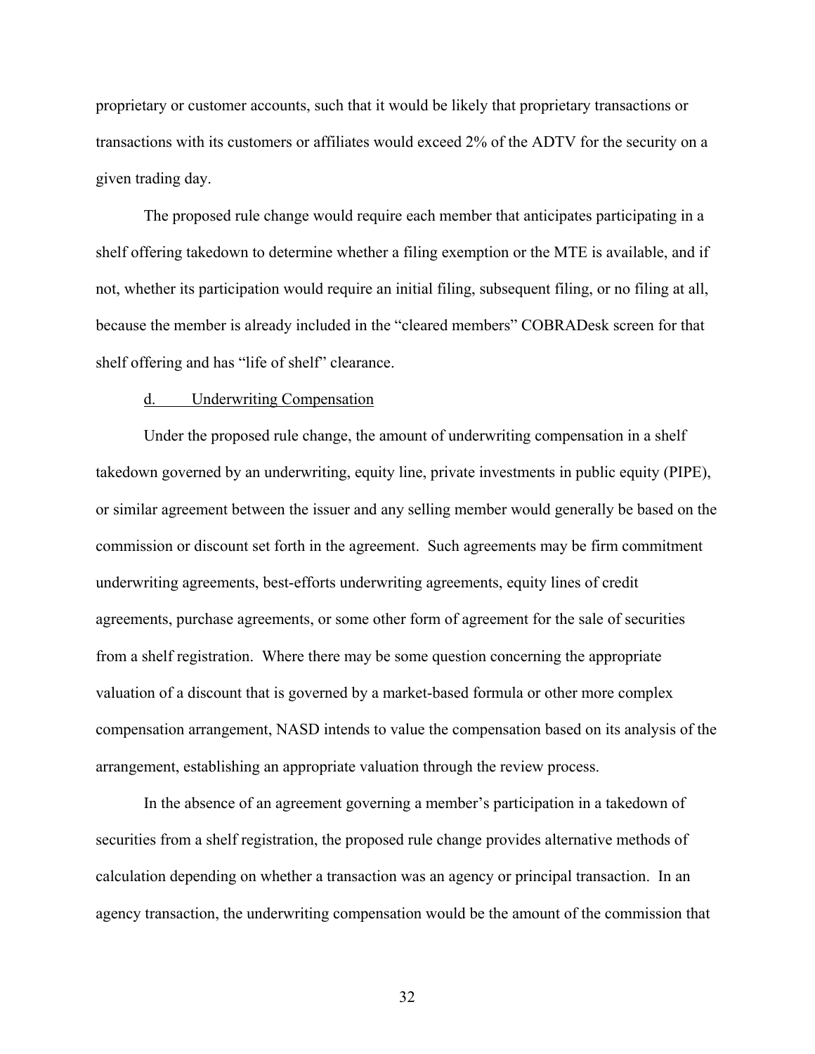proprietary or customer accounts, such that it would be likely that proprietary transactions or transactions with its customers or affiliates would exceed 2% of the ADTV for the security on a given trading day.

The proposed rule change would require each member that anticipates participating in a shelf offering takedown to determine whether a filing exemption or the MTE is available, and if not, whether its participation would require an initial filing, subsequent filing, or no filing at all, because the member is already included in the "cleared members" COBRADesk screen for that shelf offering and has "life of shelf" clearance.

d. Underwriting Compensation

Under the proposed rule change, the amount of underwriting compensation in a shelf takedown governed by an underwriting, equity line, private investments in public equity (PIPE), or similar agreement between the issuer and any selling member would generally be based on the commission or discount set forth in the agreement. Such agreements may be firm commitment underwriting agreements, best-efforts underwriting agreements, equity lines of credit agreements, purchase agreements, or some other form of agreement for the sale of securities from a shelf registration. Where there may be some question concerning the appropriate valuation of a discount that is governed by a market-based formula or other more complex compensation arrangement, NASD intends to value the compensation based on its analysis of the arrangement, establishing an appropriate valuation through the review process.

In the absence of an agreement governing a member's participation in a takedown of securities from a shelf registration, the proposed rule change provides alternative methods of calculation depending on whether a transaction was an agency or principal transaction. In an agency transaction, the underwriting compensation would be the amount of the commission that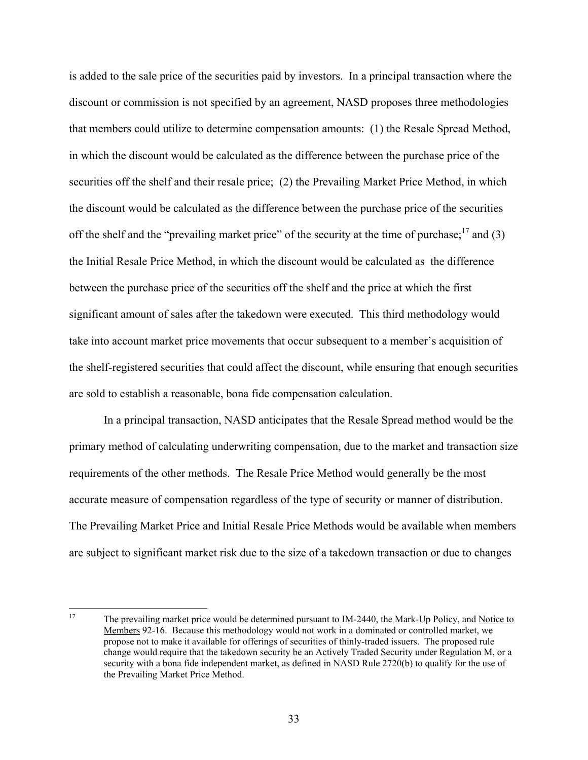is added to the sale price of the securities paid by investors. In a principal transaction where the discount or commission is not specified by an agreement, NASD proposes three methodologies that members could utilize to determine compensation amounts: (1) the Resale Spread Method, in which the discount would be calculated as the difference between the purchase price of the securities off the shelf and their resale price; (2) the Prevailing Market Price Method, in which the discount would be calculated as the difference between the purchase price of the securities off the shelf and the "prevailing market price" of the security at the time of purchase;[17] and (3) the Initial Resale Price Method, in which the discount would be calculated as the difference between the purchase price of the securities off the shelf and the price at which the first significant amount of sales after the takedown were executed. This third methodology would take into account market price movements that occur subsequent to a member's acquisition of the shelf-registered securities that could affect the discount, while ensuring that enough securities are sold to establish a reasonable, bona fide compensation calculation.

In a principal transaction, NASD anticipates that the Resale Spread method would be the primary method of calculating underwriting compensation, due to the market and transaction size requirements of the other methods. The Resale Price Method would generally be the most accurate measure of compensation regardless of the type of security or manner of distribution. The Prevailing Market Price and Initial Resale Price Methods would be available when members are subject to significant market risk due to the size of a takedown transaction or due to changes

[17] The prevailing market price would be determined pursuant to IM-2440, the Mark-Up Policy, and Notice to Members 92-16. Because this methodology would not work in a dominated or controlled market, we propose not to make it available for offerings of securities of thinly-traded issuers. The proposed rule change would require that the takedown security be an Actively Traded Security under Regulation M, or a security with a bona fide independent market, as defined in NASD Rule 2720(b) to qualify for the use of the Prevailing Market Price Method.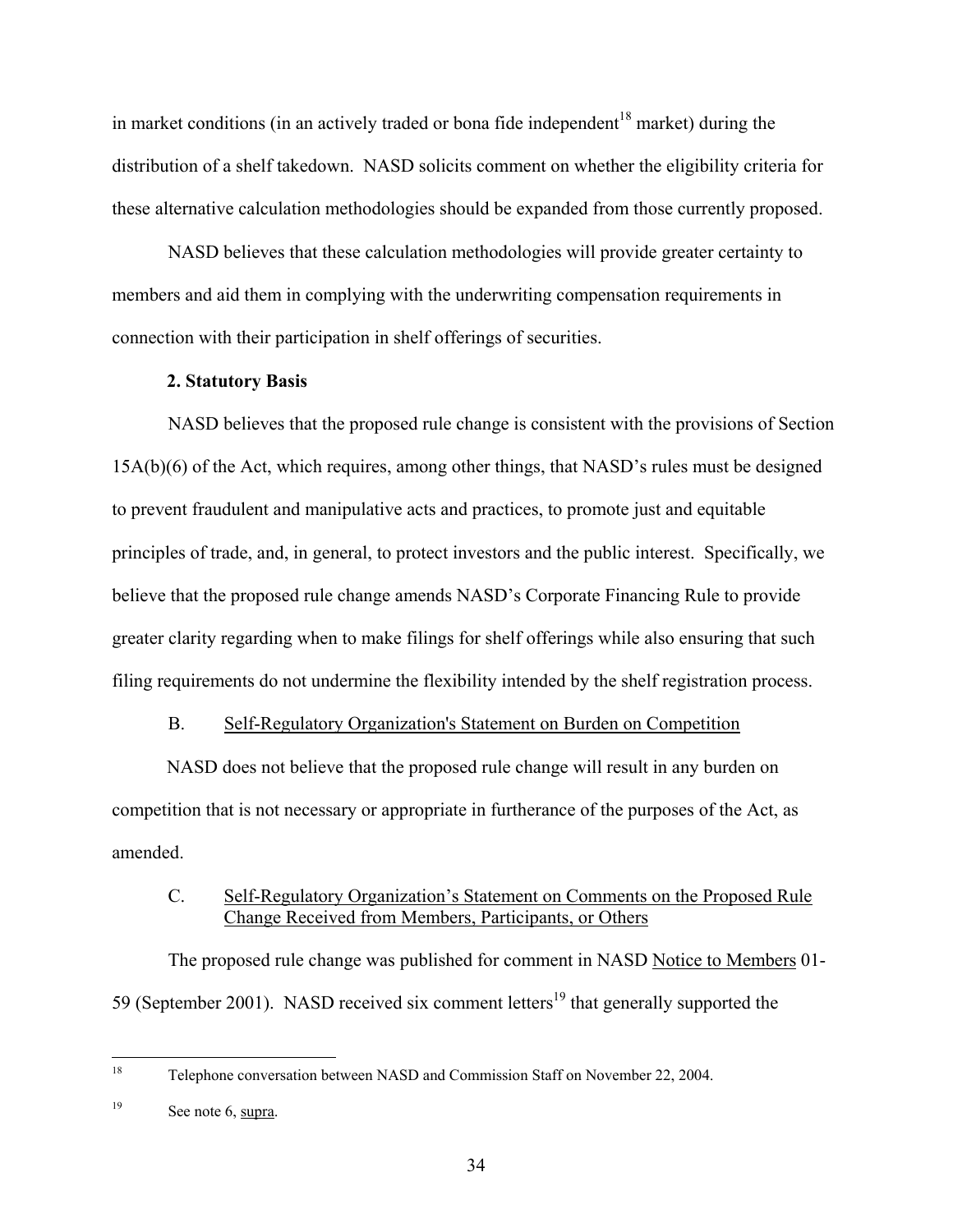in market conditions (in an actively traded or bona fide independent[18] market) during the distribution of a shelf takedown. NASD solicits comment on whether the eligibility criteria for these alternative calculation methodologies should be expanded from those currently proposed.

NASD believes that these calculation methodologies will provide greater certainty to members and aid them in complying with the underwriting compensation requirements in connection with their participation in shelf offerings of securities.

**2. Statutory Basis**

NASD believes that the proposed rule change is consistent with the provisions of Section 15A(b)(6) of the Act, which requires, among other things, that NASD's rules must be designed to prevent fraudulent and manipulative acts and practices, to promote just and equitable principles of trade, and, in general, to protect investors and the public interest. Specifically, we believe that the proposed rule change amends NASD's Corporate Financing Rule to provide greater clarity regarding when to make filings for shelf offerings while also ensuring that such filing requirements do not undermine the flexibility intended by the shelf registration process.

B. Self-Regulatory Organization's Statement on Burden on Competition

NASD does not believe that the proposed rule change will result in any burden on competition that is not necessary or appropriate in furtherance of the purposes of the Act, as amended.

C. Self-Regulatory Organization's Statement on Comments on the Proposed Rule Change Received from Members, Participants, or Others

The proposed rule change was published for comment in NASD Notice to Members 01-59 (September 2001). NASD received six comment letters[19] that generally supported the

---

[18] Telephone conversation between NASD and Commission Staff on November 22, 2004.

[19] See note 6, supra.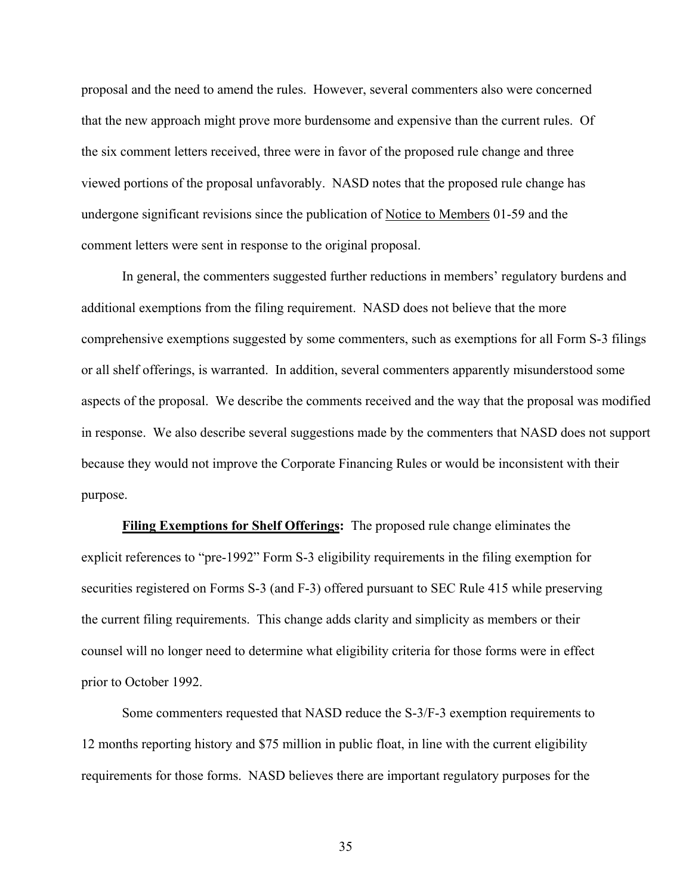proposal and the need to amend the rules. However, several commenters also were concerned that the new approach might prove more burdensome and expensive than the current rules. Of the six comment letters received, three were in favor of the proposed rule change and three viewed portions of the proposal unfavorably. NASD notes that the proposed rule change has undergone significant revisions since the publication of Notice to Members 01-59 and the comment letters were sent in response to the original proposal.

In general, the commenters suggested further reductions in members' regulatory burdens and additional exemptions from the filing requirement. NASD does not believe that the more comprehensive exemptions suggested by some commenters, such as exemptions for all Form S-3 filings or all shelf offerings, is warranted. In addition, several commenters apparently misunderstood some aspects of the proposal. We describe the comments received and the way that the proposal was modified in response. We also describe several suggestions made by the commenters that NASD does not support because they would not improve the Corporate Financing Rules or would be inconsistent with their purpose.

**Filing Exemptions for Shelf Offerings:** The proposed rule change eliminates the explicit references to "pre-1992" Form S-3 eligibility requirements in the filing exemption for securities registered on Forms S-3 (and F-3) offered pursuant to SEC Rule 415 while preserving the current filing requirements. This change adds clarity and simplicity as members or their counsel will no longer need to determine what eligibility criteria for those forms were in effect prior to October 1992.

Some commenters requested that NASD reduce the S-3/F-3 exemption requirements to 12 months reporting history and $75 million in public float, in line with the current eligibility requirements for those forms. NASD believes there are important regulatory purposes for the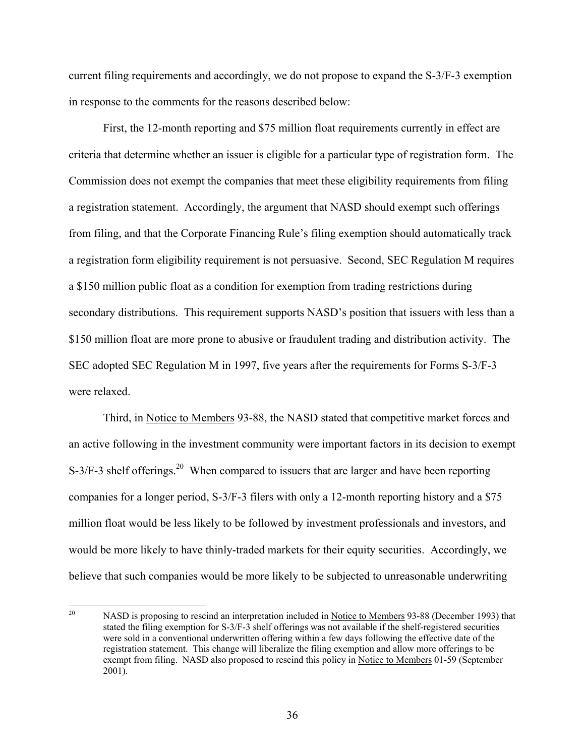current filing requirements and accordingly, we do not propose to expand the S-3/F-3 exemption in response to the comments for the reasons described below:

First, the 12-month reporting and $75 million float requirements currently in effect are criteria that determine whether an issuer is eligible for a particular type of registration form. The Commission does not exempt the companies that meet these eligibility requirements from filing a registration statement. Accordingly, the argument that NASD should exempt such offerings from filing, and that the Corporate Financing Rule's filing exemption should automatically track a registration form eligibility requirement is not persuasive. Second, SEC Regulation M requires a $150 million public float as a condition for exemption from trading restrictions during secondary distributions. This requirement supports NASD's position that issuers with less than a $150 million float are more prone to abusive or fraudulent trading and distribution activity. The SEC adopted SEC Regulation M in 1997, five years after the requirements for Forms S-3/F-3 were relaxed.

Third, in Notice to Members 93-88, the NASD stated that competitive market forces and an active following in the investment community were important factors in its decision to exempt S-3/F-3 shelf offerings.[20] When compared to issuers that are larger and have been reporting companies for a longer period, S-3/F-3 filers with only a 12-month reporting history and a $75 million float would be less likely to be followed by investment professionals and investors, and would be more likely to have thinly-traded markets for their equity securities. Accordingly, we believe that such companies would be more likely to be subjected to unreasonable underwriting

---

[20] NASD is proposing to rescind an interpretation included in Notice to Members 93-88 (December 1993) that stated the filing exemption for S-3/F-3 shelf offerings was not available if the shelf-registered securities were sold in a conventional underwritten offering within a few days following the effective date of the registration statement. This change will liberalize the filing exemption and allow more offerings to be exempt from filing. NASD also proposed to rescind this policy in Notice to Members 01-59 (September 2001).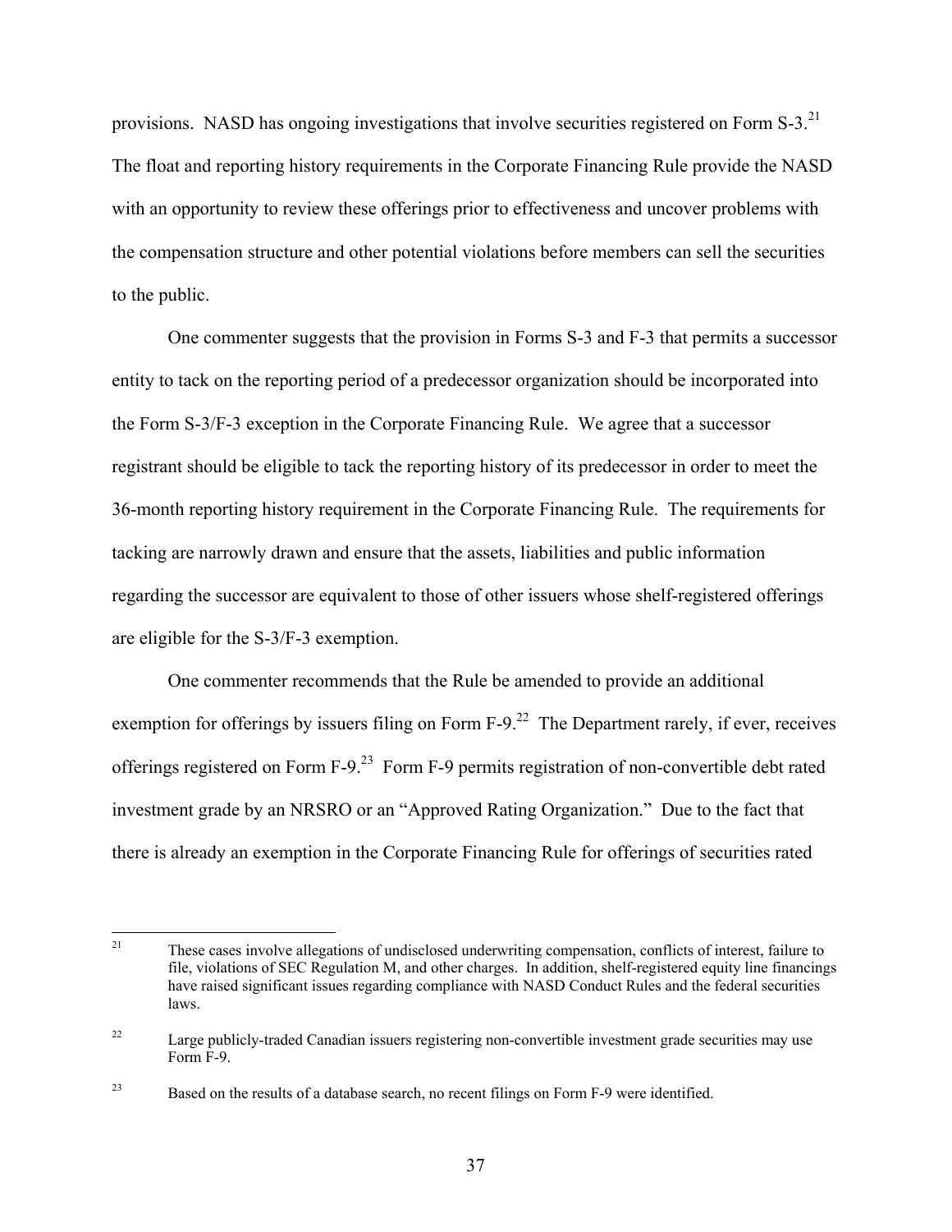provisions. NASD has ongoing investigations that involve securities registered on Form S-3.[21] The float and reporting history requirements in the Corporate Financing Rule provide the NASD with an opportunity to review these offerings prior to effectiveness and uncover problems with the compensation structure and other potential violations before members can sell the securities to the public.

One commenter suggests that the provision in Forms S-3 and F-3 that permits a successor entity to tack on the reporting period of a predecessor organization should be incorporated into the Form S-3/F-3 exception in the Corporate Financing Rule. We agree that a successor registrant should be eligible to tack the reporting history of its predecessor in order to meet the 36-month reporting history requirement in the Corporate Financing Rule. The requirements for tacking are narrowly drawn and ensure that the assets, liabilities and public information regarding the successor are equivalent to those of other issuers whose shelf-registered offerings are eligible for the S-3/F-3 exemption.

One commenter recommends that the Rule be amended to provide an additional exemption for offerings by issuers filing on Form F-9.[22] The Department rarely, if ever, receives offerings registered on Form F-9.[23] Form F-9 permits registration of non-convertible debt rated investment grade by an NRSRO or an "Approved Rating Organization." Due to the fact that there is already an exemption in the Corporate Financing Rule for offerings of securities rated

---

[21] These cases involve allegations of undisclosed underwriting compensation, conflicts of interest, failure to file, violations of SEC Regulation M, and other charges. In addition, shelf-registered equity line financings have raised significant issues regarding compliance with NASD Conduct Rules and the federal securities laws.

[22] Large publicly-traded Canadian issuers registering non-convertible investment grade securities may use Form F-9.

[23] Based on the results of a database search, no recent filings on Form F-9 were identified.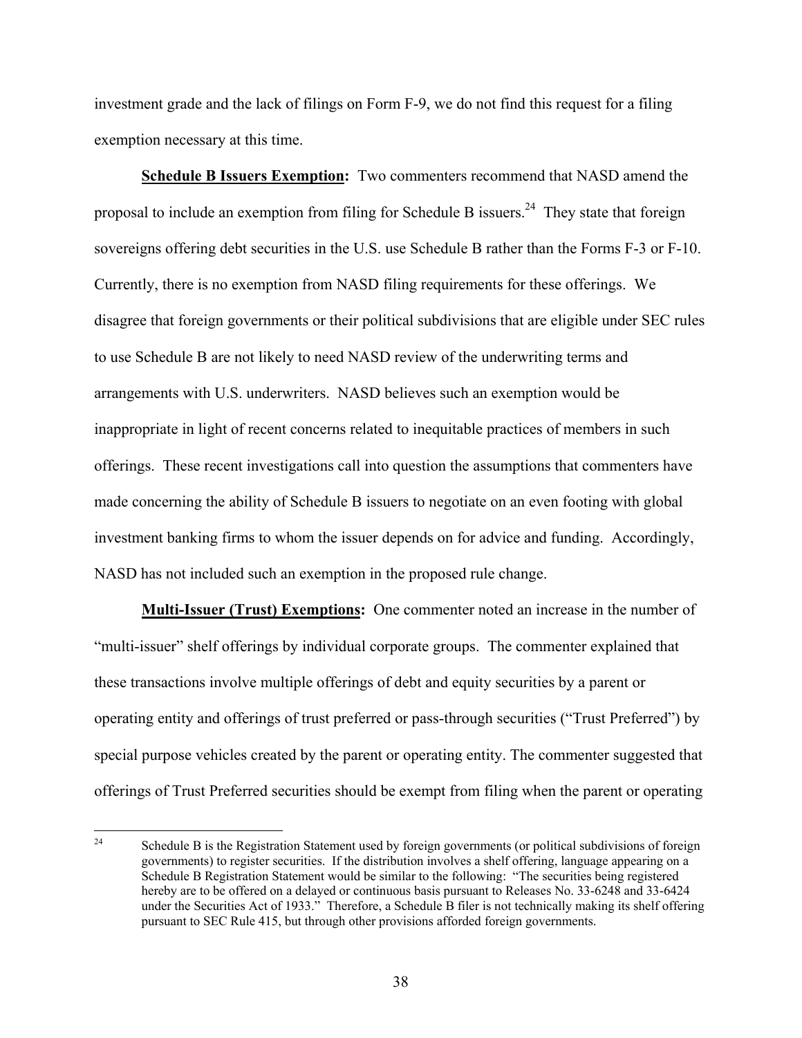investment grade and the lack of filings on Form F-9, we do not find this request for a filing exemption necessary at this time.

**Schedule B Issuers Exemption:** Two commenters recommend that NASD amend the proposal to include an exemption from filing for Schedule B issuers.[24] They state that foreign sovereigns offering debt securities in the U.S. use Schedule B rather than the Forms F-3 or F-10. Currently, there is no exemption from NASD filing requirements for these offerings. We disagree that foreign governments or their political subdivisions that are eligible under SEC rules to use Schedule B are not likely to need NASD review of the underwriting terms and arrangements with U.S. underwriters. NASD believes such an exemption would be inappropriate in light of recent concerns related to inequitable practices of members in such offerings. These recent investigations call into question the assumptions that commenters have made concerning the ability of Schedule B issuers to negotiate on an even footing with global investment banking firms to whom the issuer depends on for advice and funding. Accordingly, NASD has not included such an exemption in the proposed rule change.

**Multi-Issuer (Trust) Exemptions:** One commenter noted an increase in the number of "multi-issuer" shelf offerings by individual corporate groups. The commenter explained that these transactions involve multiple offerings of debt and equity securities by a parent or operating entity and offerings of trust preferred or pass-through securities ("Trust Preferred") by special purpose vehicles created by the parent or operating entity. The commenter suggested that offerings of Trust Preferred securities should be exempt from filing when the parent or operating

---

[24] Schedule B is the Registration Statement used by foreign governments (or political subdivisions of foreign governments) to register securities. If the distribution involves a shelf offering, language appearing on a Schedule B Registration Statement would be similar to the following: "The securities being registered hereby are to be offered on a delayed or continuous basis pursuant to Releases No. 33-6248 and 33-6424 under the Securities Act of 1933." Therefore, a Schedule B filer is not technically making its shelf offering pursuant to SEC Rule 415, but through other provisions afforded foreign governments.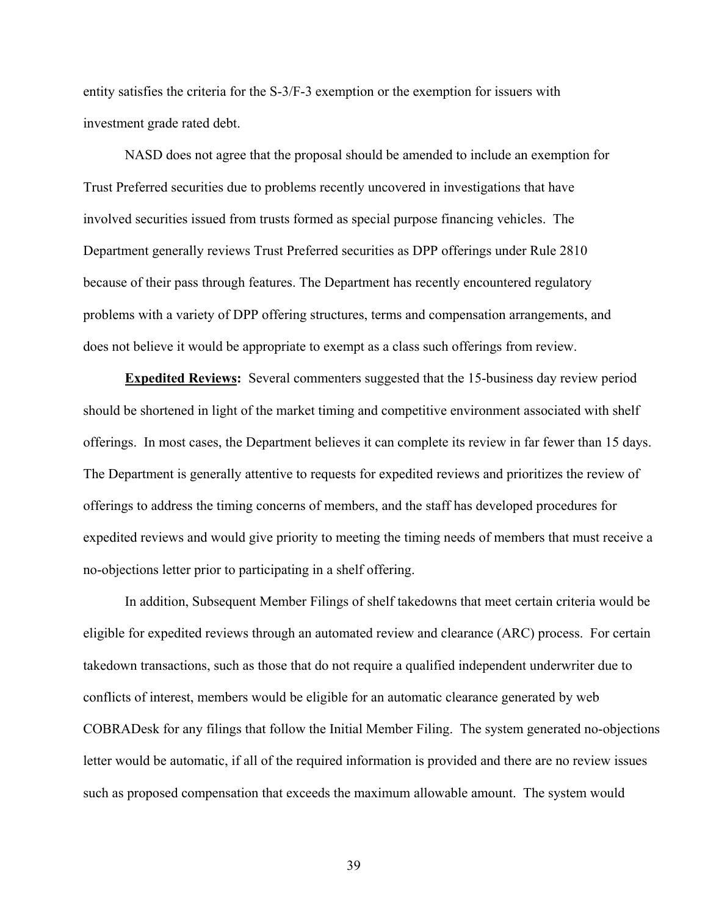entity satisfies the criteria for the S-3/F-3 exemption or the exemption for issuers with investment grade rated debt.

NASD does not agree that the proposal should be amended to include an exemption for Trust Preferred securities due to problems recently uncovered in investigations that have involved securities issued from trusts formed as special purpose financing vehicles. The Department generally reviews Trust Preferred securities as DPP offerings under Rule 2810 because of their pass through features. The Department has recently encountered regulatory problems with a variety of DPP offering structures, terms and compensation arrangements, and does not believe it would be appropriate to exempt as a class such offerings from review.

**Expedited Reviews:** Several commenters suggested that the 15-business day review period should be shortened in light of the market timing and competitive environment associated with shelf offerings. In most cases, the Department believes it can complete its review in far fewer than 15 days. The Department is generally attentive to requests for expedited reviews and prioritizes the review of offerings to address the timing concerns of members, and the staff has developed procedures for expedited reviews and would give priority to meeting the timing needs of members that must receive a no-objections letter prior to participating in a shelf offering.

In addition, Subsequent Member Filings of shelf takedowns that meet certain criteria would be eligible for expedited reviews through an automated review and clearance (ARC) process. For certain takedown transactions, such as those that do not require a qualified independent underwriter due to conflicts of interest, members would be eligible for an automatic clearance generated by web COBRADesk for any filings that follow the Initial Member Filing. The system generated no-objections letter would be automatic, if all of the required information is provided and there are no review issues such as proposed compensation that exceeds the maximum allowable amount. The system would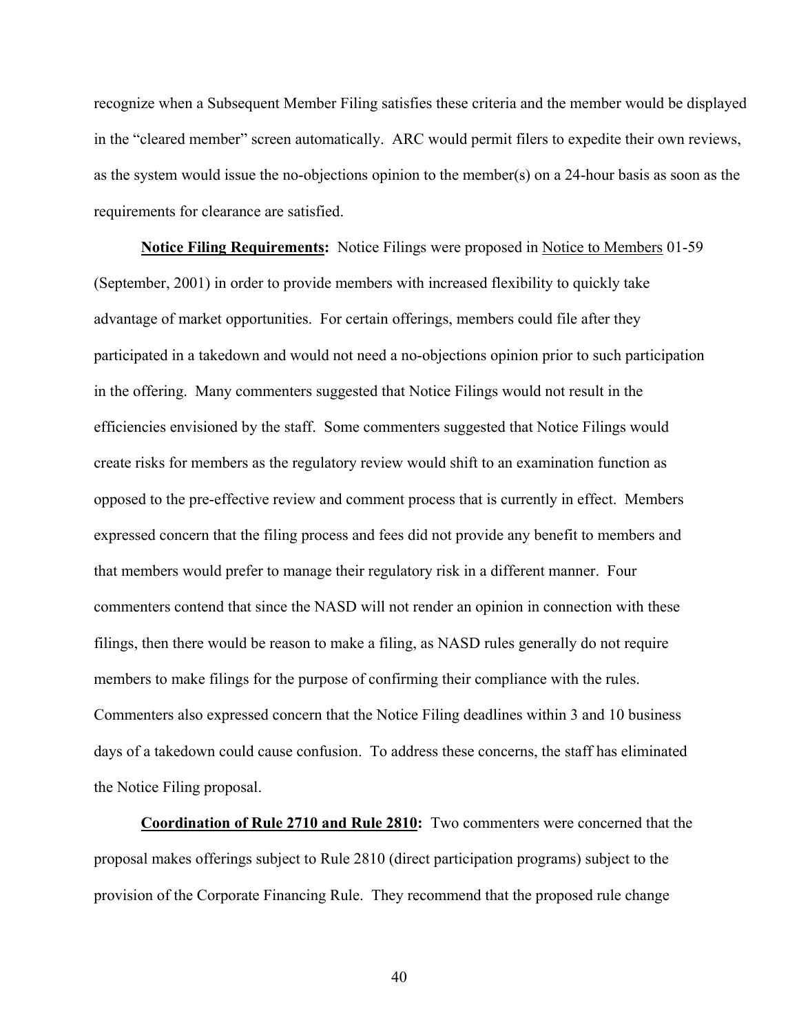recognize when a Subsequent Member Filing satisfies these criteria and the member would be displayed in the "cleared member" screen automatically. ARC would permit filers to expedite their own reviews, as the system would issue the no-objections opinion to the member(s) on a 24-hour basis as soon as the requirements for clearance are satisfied.

**Notice Filing Requirements:** Notice Filings were proposed in Notice to Members 01-59 (September, 2001) in order to provide members with increased flexibility to quickly take advantage of market opportunities. For certain offerings, members could file after they participated in a takedown and would not need a no-objections opinion prior to such participation in the offering. Many commenters suggested that Notice Filings would not result in the efficiencies envisioned by the staff. Some commenters suggested that Notice Filings would create risks for members as the regulatory review would shift to an examination function as opposed to the pre-effective review and comment process that is currently in effect. Members expressed concern that the filing process and fees did not provide any benefit to members and that members would prefer to manage their regulatory risk in a different manner. Four commenters contend that since the NASD will not render an opinion in connection with these filings, then there would be reason to make a filing, as NASD rules generally do not require members to make filings for the purpose of confirming their compliance with the rules. Commenters also expressed concern that the Notice Filing deadlines within 3 and 10 business days of a takedown could cause confusion. To address these concerns, the staff has eliminated the Notice Filing proposal.

**Coordination of Rule 2710 and Rule 2810:** Two commenters were concerned that the proposal makes offerings subject to Rule 2810 (direct participation programs) subject to the provision of the Corporate Financing Rule. They recommend that the proposed rule change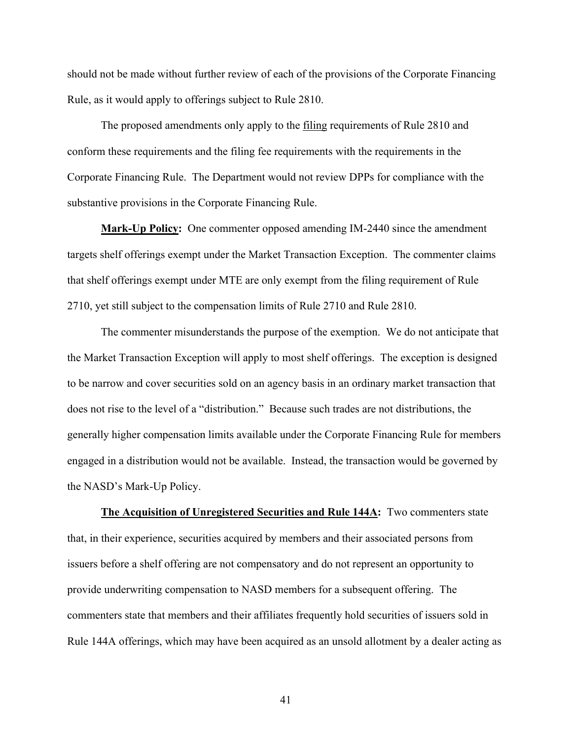should not be made without further review of each of the provisions of the Corporate Financing Rule, as it would apply to offerings subject to Rule 2810.

The proposed amendments only apply to the filing requirements of Rule 2810 and conform these requirements and the filing fee requirements with the requirements in the Corporate Financing Rule. The Department would not review DPPs for compliance with the substantive provisions in the Corporate Financing Rule.

**Mark-Up Policy:** One commenter opposed amending IM-2440 since the amendment targets shelf offerings exempt under the Market Transaction Exception. The commenter claims that shelf offerings exempt under MTE are only exempt from the filing requirement of Rule 2710, yet still subject to the compensation limits of Rule 2710 and Rule 2810.

The commenter misunderstands the purpose of the exemption. We do not anticipate that the Market Transaction Exception will apply to most shelf offerings. The exception is designed to be narrow and cover securities sold on an agency basis in an ordinary market transaction that does not rise to the level of a "distribution." Because such trades are not distributions, the generally higher compensation limits available under the Corporate Financing Rule for members engaged in a distribution would not be available. Instead, the transaction would be governed by the NASD's Mark-Up Policy.

**The Acquisition of Unregistered Securities and Rule 144A:** Two commenters state that, in their experience, securities acquired by members and their associated persons from issuers before a shelf offering are not compensatory and do not represent an opportunity to provide underwriting compensation to NASD members for a subsequent offering. The commenters state that members and their affiliates frequently hold securities of issuers sold in Rule 144A offerings, which may have been acquired as an unsold allotment by a dealer acting as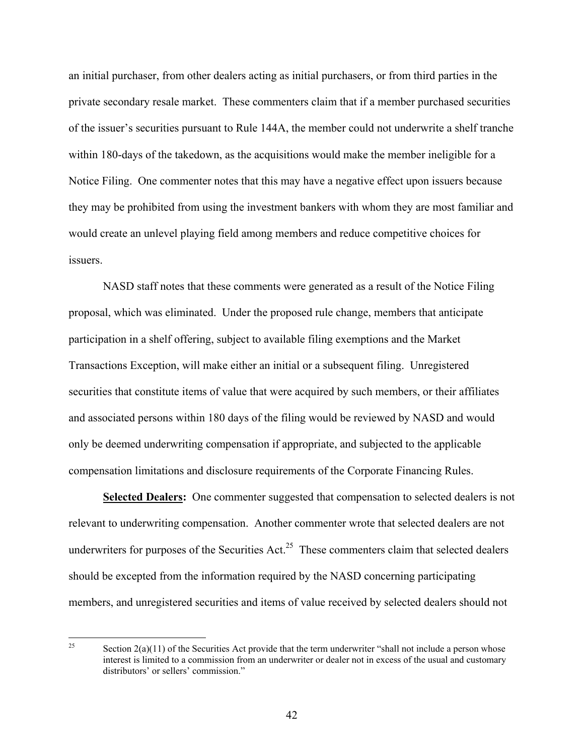an initial purchaser, from other dealers acting as initial purchasers, or from third parties in the private secondary resale market. These commenters claim that if a member purchased securities of the issuer's securities pursuant to Rule 144A, the member could not underwrite a shelf tranche within 180-days of the takedown, as the acquisitions would make the member ineligible for a Notice Filing. One commenter notes that this may have a negative effect upon issuers because they may be prohibited from using the investment bankers with whom they are most familiar and would create an unlevel playing field among members and reduce competitive choices for issuers.

NASD staff notes that these comments were generated as a result of the Notice Filing proposal, which was eliminated. Under the proposed rule change, members that anticipate participation in a shelf offering, subject to available filing exemptions and the Market Transactions Exception, will make either an initial or a subsequent filing. Unregistered securities that constitute items of value that were acquired by such members, or their affiliates and associated persons within 180 days of the filing would be reviewed by NASD and would only be deemed underwriting compensation if appropriate, and subjected to the applicable compensation limitations and disclosure requirements of the Corporate Financing Rules.

**Selected Dealers:** One commenter suggested that compensation to selected dealers is not relevant to underwriting compensation. Another commenter wrote that selected dealers are not underwriters for purposes of the Securities Act.[25] These commenters claim that selected dealers should be excepted from the information required by the NASD concerning participating members, and unregistered securities and items of value received by selected dealers should not

[25] Section 2(a)(11) of the Securities Act provide that the term underwriter "shall not include a person whose interest is limited to a commission from an underwriter or dealer not in excess of the usual and customary distributors' or sellers' commission."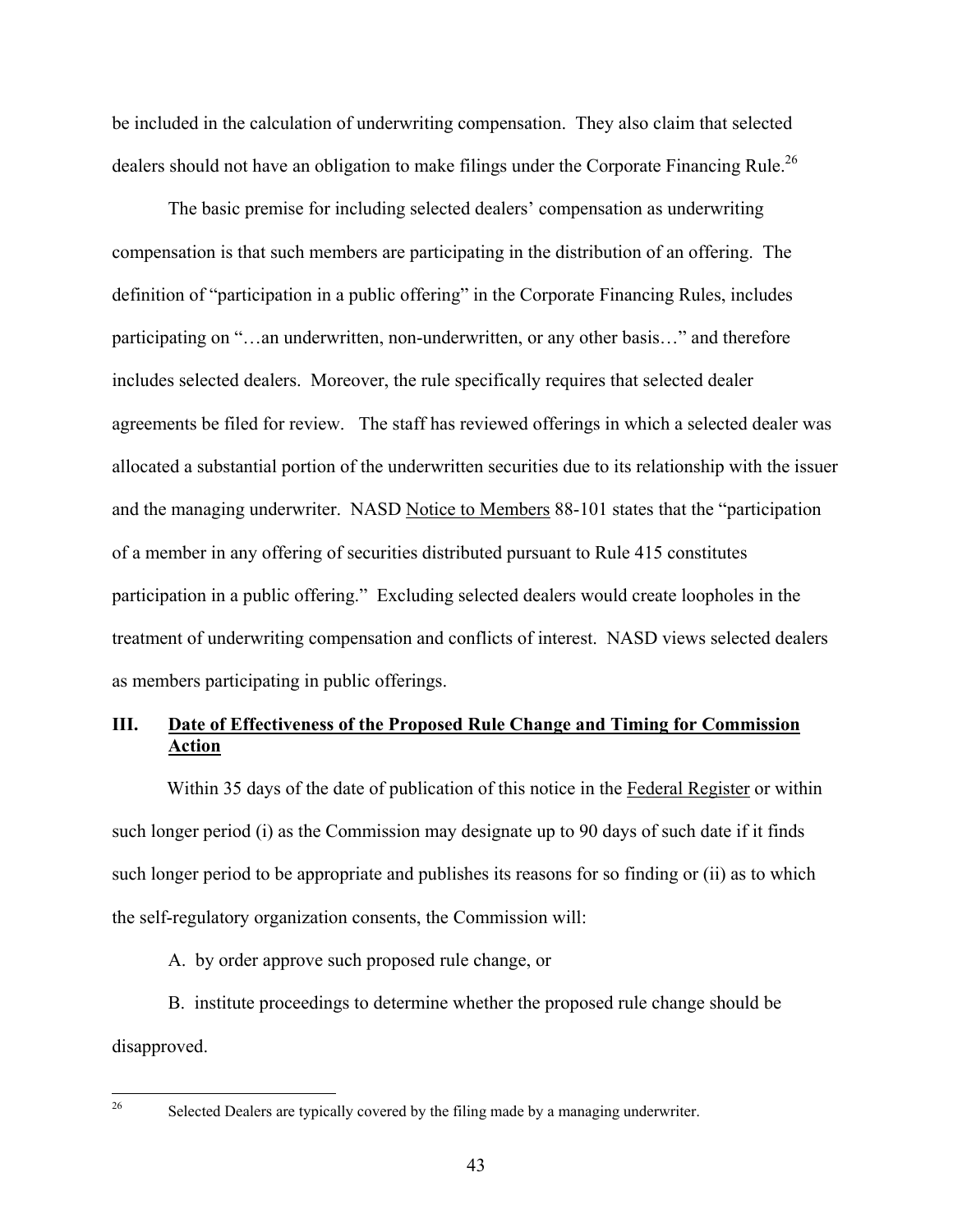be included in the calculation of underwriting compensation. They also claim that selected dealers should not have an obligation to make filings under the Corporate Financing Rule.[26]

The basic premise for including selected dealers' compensation as underwriting compensation is that such members are participating in the distribution of an offering. The definition of "participation in a public offering" in the Corporate Financing Rules, includes participating on "…an underwritten, non-underwritten, or any other basis…" and therefore includes selected dealers. Moreover, the rule specifically requires that selected dealer agreements be filed for review. The staff has reviewed offerings in which a selected dealer was allocated a substantial portion of the underwritten securities due to its relationship with the issuer and the managing underwriter. NASD Notice to Members 88-101 states that the "participation of a member in any offering of securities distributed pursuant to Rule 415 constitutes participation in a public offering." Excluding selected dealers would create loopholes in the treatment of underwriting compensation and conflicts of interest. NASD views selected dealers as members participating in public offerings.

## III. Date of Effectiveness of the Proposed Rule Change and Timing for Commission Action

Within 35 days of the date of publication of this notice in the Federal Register or within such longer period (i) as the Commission may designate up to 90 days of such date if it finds such longer period to be appropriate and publishes its reasons for so finding or (ii) as to which the self-regulatory organization consents, the Commission will:

A. by order approve such proposed rule change, or

B. institute proceedings to determine whether the proposed rule change should be disapproved.

---

[26] Selected Dealers are typically covered by the filing made by a managing underwriter.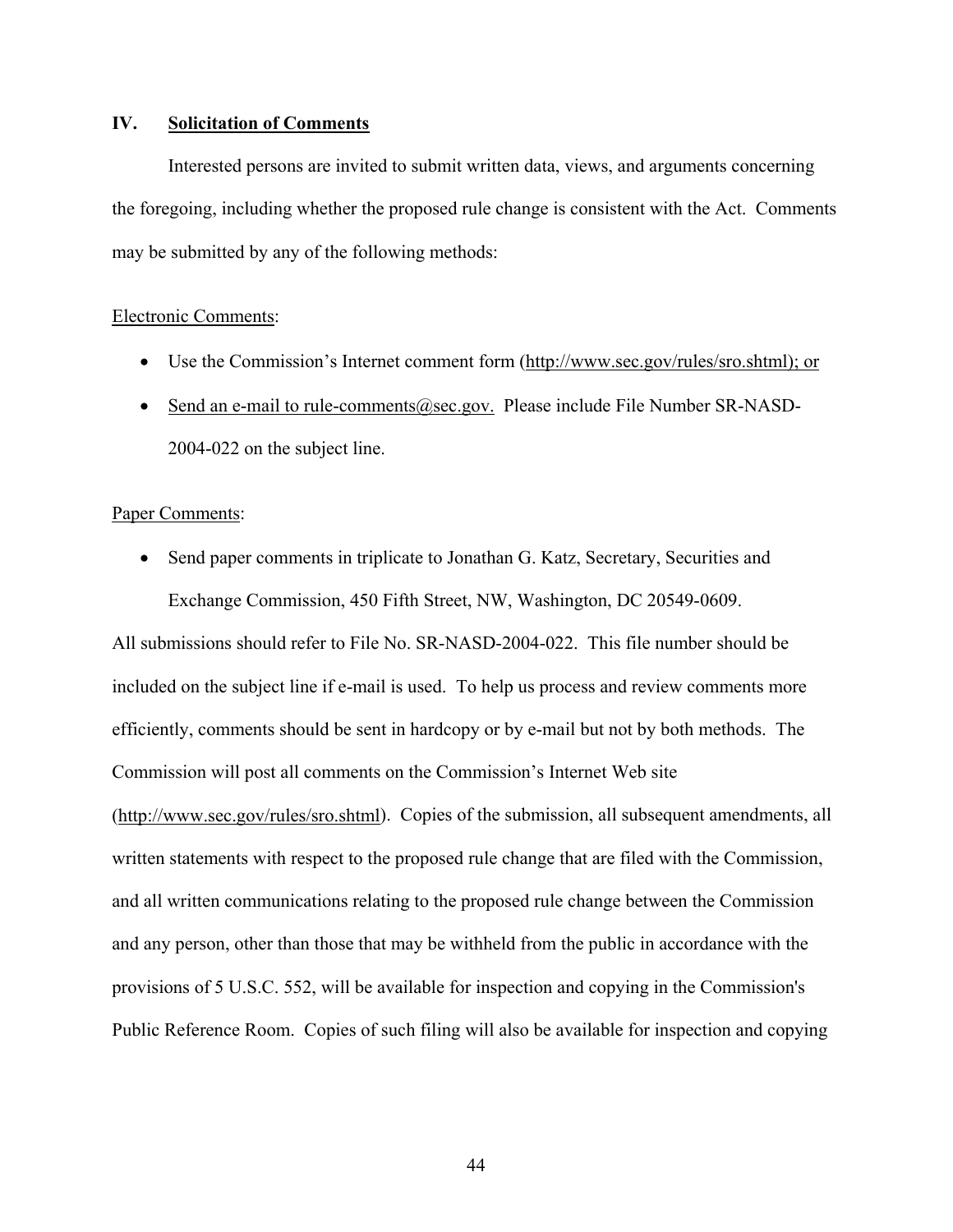## IV. **Solicitation of Comments**

Interested persons are invited to submit written data, views, and arguments concerning the foregoing, including whether the proposed rule change is consistent with the Act. Comments may be submitted by any of the following methods:

Electronic Comments:

- Use the Commission's Internet comment form (http://www.sec.gov/rules/sro.shtml); or
- Send an e-mail to rule-comments@sec.gov. Please include File Number SR-NASD-2004-022 on the subject line.

Paper Comments:

- Send paper comments in triplicate to Jonathan G. Katz, Secretary, Securities and Exchange Commission, 450 Fifth Street, NW, Washington, DC 20549-0609.

All submissions should refer to File No. SR-NASD-2004-022. This file number should be included on the subject line if e-mail is used. To help us process and review comments more efficiently, comments should be sent in hardcopy or by e-mail but not by both methods. The Commission will post all comments on the Commission's Internet Web site (http://www.sec.gov/rules/sro.shtml). Copies of the submission, all subsequent amendments, all written statements with respect to the proposed rule change that are filed with the Commission, and all written communications relating to the proposed rule change between the Commission and any person, other than those that may be withheld from the public in accordance with the provisions of 5 U.S.C. 552, will be available for inspection and copying in the Commission's Public Reference Room. Copies of such filing will also be available for inspection and copying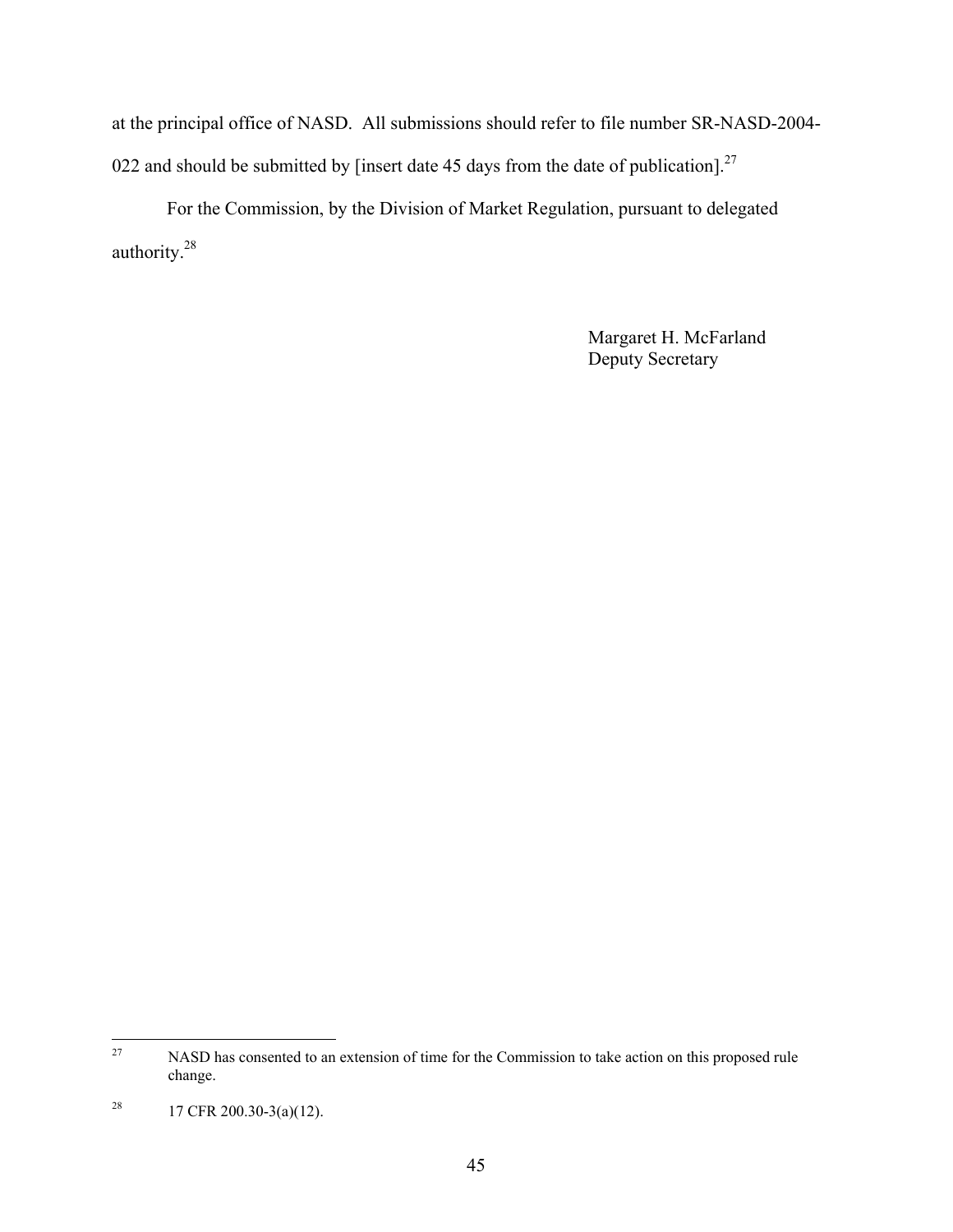at the principal office of NASD. All submissions should refer to file number SR-NASD-2004-022 and should be submitted by [insert date 45 days from the date of publication].[27]

For the Commission, by the Division of Market Regulation, pursuant to delegated authority.[28]

Margaret H. McFarland
Deputy Secretary

---

[27] NASD has consented to an extension of time for the Commission to take action on this proposed rule change.

[28] 17 CFR 200.30-3(a)(12).